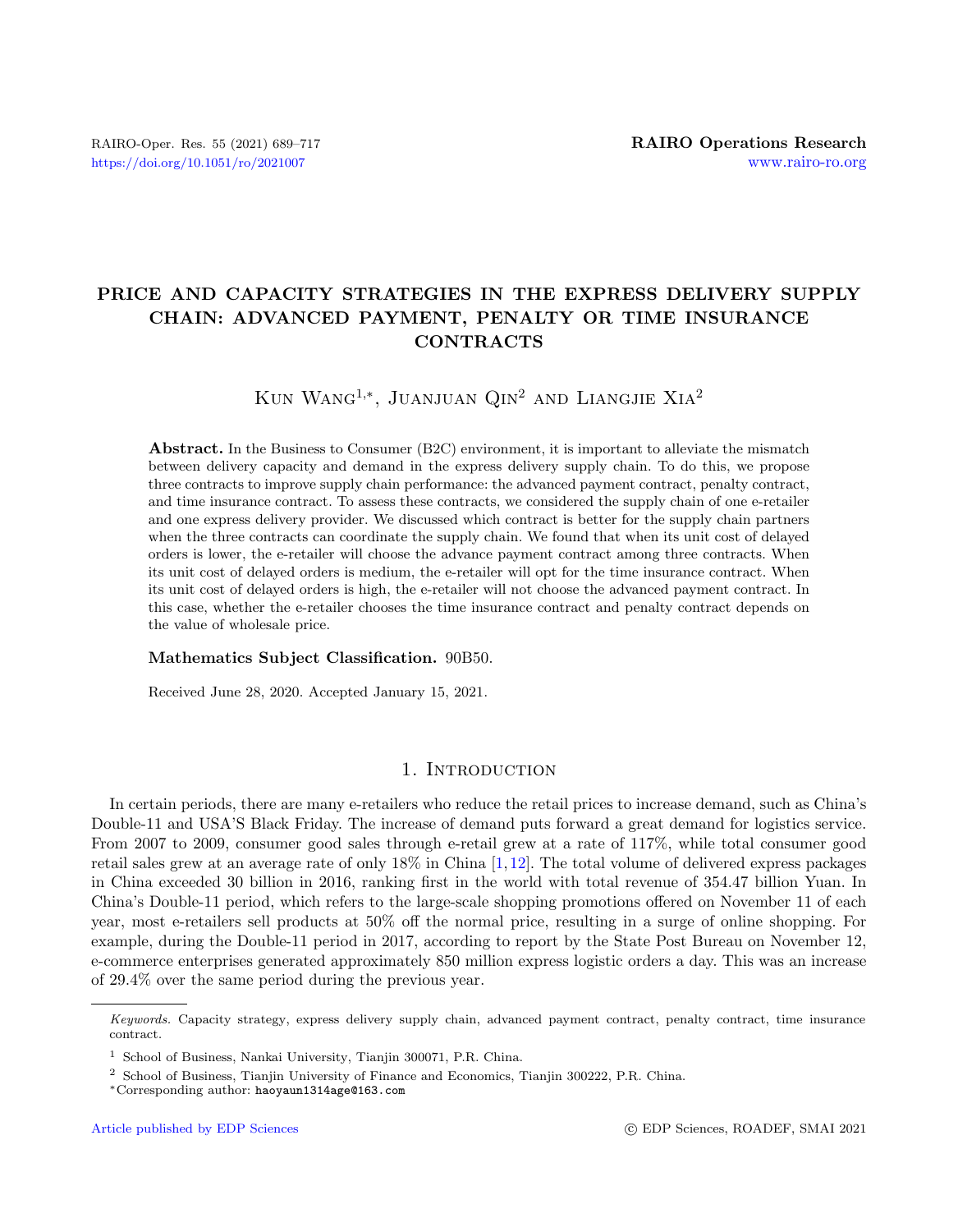# PRICE AND CAPACITY STRATEGIES IN THE EXPRESS DELIVERY SUPPLY CHAIN: ADVANCED PAYMENT, PENALTY OR TIME INSURANCE CONTRACTS

Kun Wang[1,*], Juanjuan Qin[2] and Liangjie Xia[2]

**Abstract.** In the Business to Consumer (B2C) environment, it is important to alleviate the mismatch between delivery capacity and demand in the express delivery supply chain. To do this, we propose three contracts to improve supply chain performance: the advanced payment contract, penalty contract, and time insurance contract. To assess these contracts, we considered the supply chain of one e-retailer and one express delivery provider. We discussed which contract is better for the supply chain partners when the three contracts can coordinate the supply chain. We found that when its unit cost of delayed orders is lower, the e-retailer will choose the advance payment contract among three contracts. When its unit cost of delayed orders is medium, the e-retailer will opt for the time insurance contract. When its unit cost of delayed orders is high, the e-retailer will not choose the advanced payment contract. In this case, whether the e-retailer chooses the time insurance contract and penalty contract depends on the value of wholesale price.

**Mathematics Subject Classification.** 90B50.

Received June 28, 2020. Accepted January 15, 2021.

## 1. Introduction

In certain periods, there are many e-retailers who reduce the retail prices to increase demand, such as China's Double-11 and USA'S Black Friday. The increase of demand puts forward a great demand for logistics service. From 2007 to 2009, consumer good sales through e-retail grew at a rate of 117%, while total consumer good retail sales grew at an average rate of only 18% in China [1,12]. The total volume of delivered express packages in China exceeded 30 billion in 2016, ranking first in the world with total revenue of 354.47 billion Yuan. In China's Double-11 period, which refers to the large-scale shopping promotions offered on November 11 of each year, most e-retailers sell products at 50% off the normal price, resulting in a surge of online shopping. For example, during the Double-11 period in 2017, according to report by the State Post Bureau on November 12, e-commerce enterprises generated approximately 850 million express logistic orders a day. This was an increase of 29.4% over the same period during the previous year.

---

*Keywords.* Capacity strategy, express delivery supply chain, advanced payment contract, penalty contract, time insurance contract.

[1] School of Business, Nankai University, Tianjin 300071, P.R. China.

[2] School of Business, Tianjin University of Finance and Economics, Tianjin 300222, P.R. China.

[*] Corresponding author: haoyaun1314age@163.com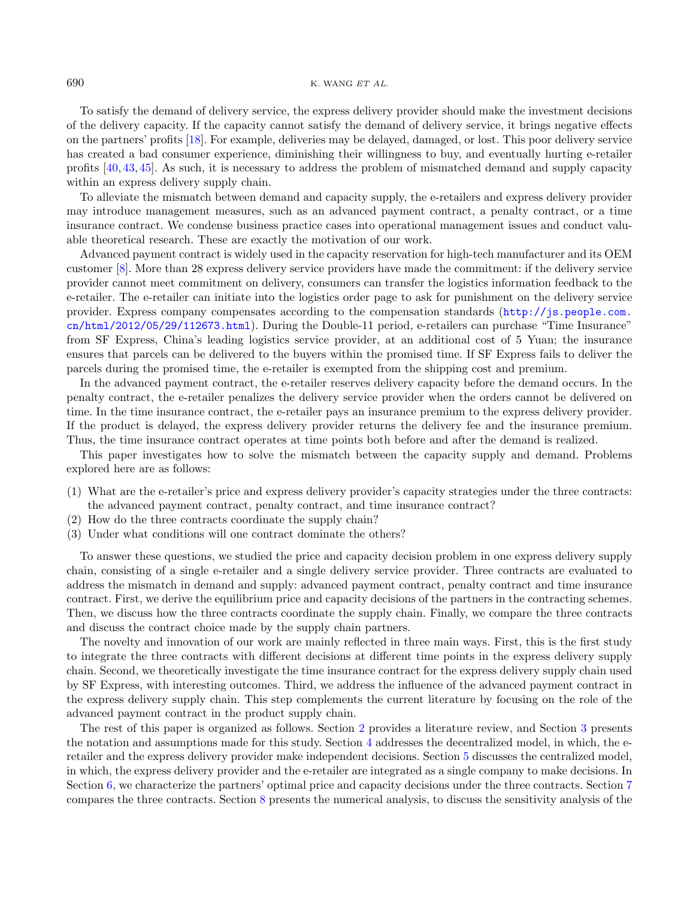To satisfy the demand of delivery service, the express delivery provider should make the investment decisions of the delivery capacity. If the capacity cannot satisfy the demand of delivery service, it brings negative effects on the partners' profits [18]. For example, deliveries may be delayed, damaged, or lost. This poor delivery service has created a bad consumer experience, diminishing their willingness to buy, and eventually hurting e-retailer profits [40, 43, 45]. As such, it is necessary to address the problem of mismatched demand and supply capacity within an express delivery supply chain.

To alleviate the mismatch between demand and capacity supply, the e-retailers and express delivery provider may introduce management measures, such as an advanced payment contract, a penalty contract, or a time insurance contract. We condense business practice cases into operational management issues and conduct valuable theoretical research. These are exactly the motivation of our work.

Advanced payment contract is widely used in the capacity reservation for high-tech manufacturer and its OEM customer [8]. More than 28 express delivery service providers have made the commitment: if the delivery service provider cannot meet commitment on delivery, consumers can transfer the logistics information feedback to the e-retailer. The e-retailer can initiate into the logistics order page to ask for punishment on the delivery service provider. Express company compensates according to the compensation standards (http://js.people.com.cn/html/2012/05/29/112673.html). During the Double-11 period, e-retailers can purchase "Time Insurance" from SF Express, China's leading logistics service provider, at an additional cost of 5 Yuan; the insurance ensures that parcels can be delivered to the buyers within the promised time. If SF Express fails to deliver the parcels during the promised time, the e-retailer is exempted from the shipping cost and premium.

In the advanced payment contract, the e-retailer reserves delivery capacity before the demand occurs. In the penalty contract, the e-retailer penalizes the delivery service provider when the orders cannot be delivered on time. In the time insurance contract, the e-retailer pays an insurance premium to the express delivery provider. If the product is delayed, the express delivery provider returns the delivery fee and the insurance premium. Thus, the time insurance contract operates at time points both before and after the demand is realized.

This paper investigates how to solve the mismatch between the capacity supply and demand. Problems explored here are as follows:

(1) What are the e-retailer's price and express delivery provider's capacity strategies under the three contracts: the advanced payment contract, penalty contract, and time insurance contract?
(2) How do the three contracts coordinate the supply chain?
(3) Under what conditions will one contract dominate the others?

To answer these questions, we studied the price and capacity decision problem in one express delivery supply chain, consisting of a single e-retailer and a single delivery service provider. Three contracts are evaluated to address the mismatch in demand and supply: advanced payment contract, penalty contract and time insurance contract. First, we derive the equilibrium price and capacity decisions of the partners in the contracting schemes. Then, we discuss how the three contracts coordinate the supply chain. Finally, we compare the three contracts and discuss the contract choice made by the supply chain partners.

The novelty and innovation of our work are mainly reflected in three main ways. First, this is the first study to integrate the three contracts with different decisions at different time points in the express delivery supply chain. Second, we theoretically investigate the time insurance contract for the express delivery supply chain used by SF Express, with interesting outcomes. Third, we address the influence of the advanced payment contract in the express delivery supply chain. This step complements the current literature by focusing on the role of the advanced payment contract in the product supply chain.

The rest of this paper is organized as follows. Section 2 provides a literature review, and Section 3 presents the notation and assumptions made for this study. Section 4 addresses the decentralized model, in which, the e-retailer and the express delivery provider make independent decisions. Section 5 discusses the centralized model, in which, the express delivery provider and the e-retailer are integrated as a single company to make decisions. In Section 6, we characterize the partners' optimal price and capacity decisions under the three contracts. Section 7 compares the three contracts. Section 8 presents the numerical analysis, to discuss the sensitivity analysis of the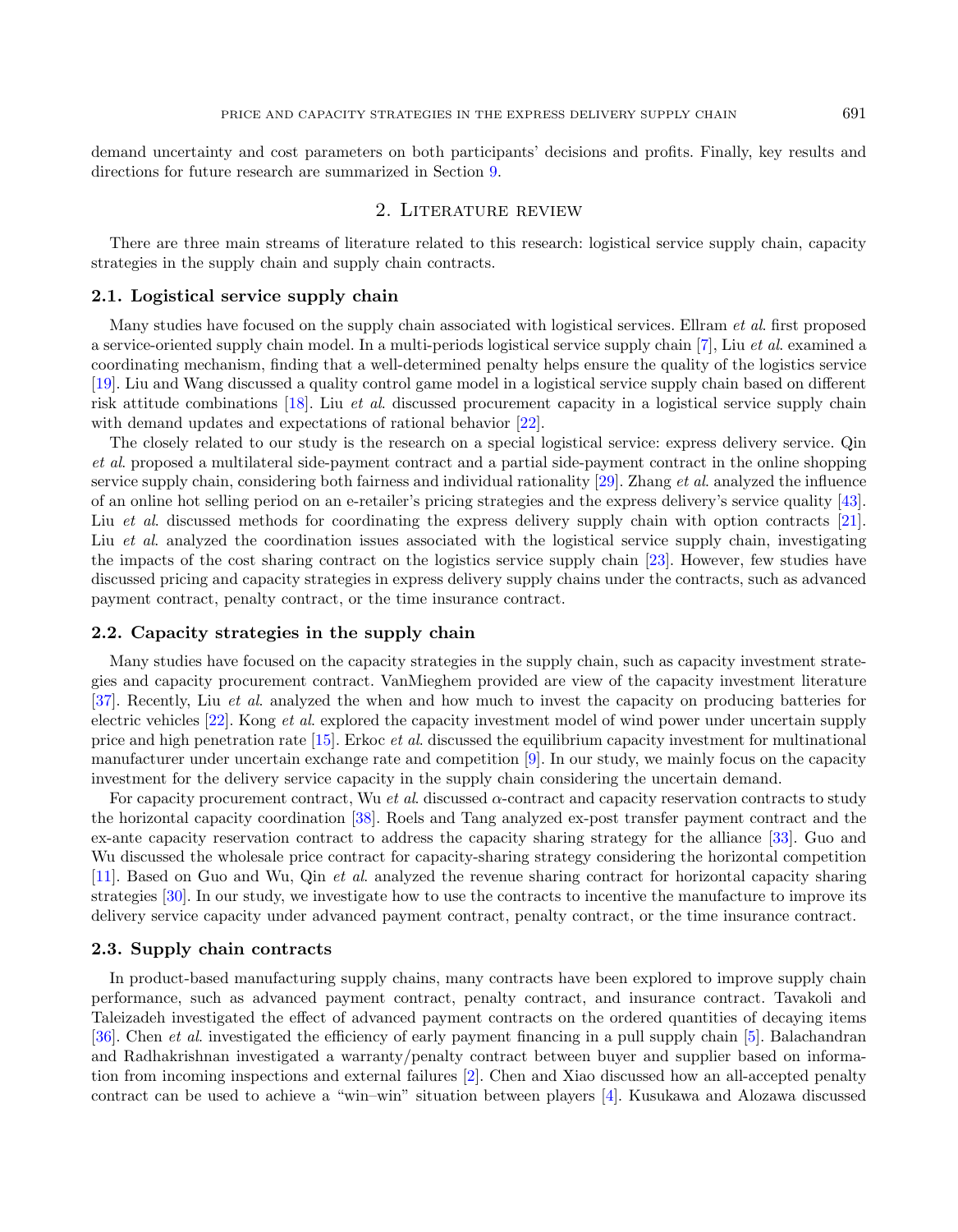demand uncertainty and cost parameters on both participants' decisions and profits. Finally, key results and directions for future research are summarized in Section 9.

## 2. Literature review

There are three main streams of literature related to this research: logistical service supply chain, capacity strategies in the supply chain and supply chain contracts.

### 2.1. Logistical service supply chain

Many studies have focused on the supply chain associated with logistical services. Ellram *et al.* first proposed a service-oriented supply chain model. In a multi-periods logistical service supply chain [7], Liu *et al.* examined a coordinating mechanism, finding that a well-determined penalty helps ensure the quality of the logistics service [19]. Liu and Wang discussed a quality control game model in a logistical service supply chain based on different risk attitude combinations [18]. Liu *et al.* discussed procurement capacity in a logistical service supply chain with demand updates and expectations of rational behavior [22].

The closely related to our study is the research on a special logistical service: express delivery service. Qin *et al.* proposed a multilateral side-payment contract and a partial side-payment contract in the online shopping service supply chain, considering both fairness and individual rationality [29]. Zhang *et al.* analyzed the influence of an online hot selling period on an e-retailer's pricing strategies and the express delivery's service quality [43]. Liu *et al.* discussed methods for coordinating the express delivery supply chain with option contracts [21]. Liu *et al.* analyzed the coordination issues associated with the logistical service supply chain, investigating the impacts of the cost sharing contract on the logistics service supply chain [23]. However, few studies have discussed pricing and capacity strategies in express delivery supply chains under the contracts, such as advanced payment contract, penalty contract, or the time insurance contract.

### 2.2. Capacity strategies in the supply chain

Many studies have focused on the capacity strategies in the supply chain, such as capacity investment strategies and capacity procurement contract. VanMieghem provided are view of the capacity investment literature [37]. Recently, Liu *et al.* analyzed the when and how much to invest the capacity on producing batteries for electric vehicles [22]. Kong *et al.* explored the capacity investment model of wind power under uncertain supply price and high penetration rate [15]. Erkoc *et al.* discussed the equilibrium capacity investment for multinational manufacturer under uncertain exchange rate and competition [9]. In our study, we mainly focus on the capacity investment for the delivery service capacity in the supply chain considering the uncertain demand.

For capacity procurement contract, Wu *et al.* discussed $\alpha$-contract and capacity reservation contracts to study the horizontal capacity coordination [38]. Roels and Tang analyzed ex-post transfer payment contract and the ex-ante capacity reservation contract to address the capacity sharing strategy for the alliance [33]. Guo and Wu discussed the wholesale price contract for capacity-sharing strategy considering the horizontal competition [11]. Based on Guo and Wu, Qin *et al.* analyzed the revenue sharing contract for horizontal capacity sharing strategies [30]. In our study, we investigate how to use the contracts to incentive the manufacture to improve its delivery service capacity under advanced payment contract, penalty contract, or the time insurance contract.

### 2.3. Supply chain contracts

In product-based manufacturing supply chains, many contracts have been explored to improve supply chain performance, such as advanced payment contract, penalty contract, and insurance contract. Tavakoli and Taleizadeh investigated the effect of advanced payment contracts on the ordered quantities of decaying items [36]. Chen *et al.* investigated the efficiency of early payment financing in a pull supply chain [5]. Balachandran and Radhakrishnan investigated a warranty/penalty contract between buyer and supplier based on information from incoming inspections and external failures [2]. Chen and Xiao discussed how an all-accepted penalty contract can be used to achieve a "win–win" situation between players [4]. Kusukawa and Alozawa discussed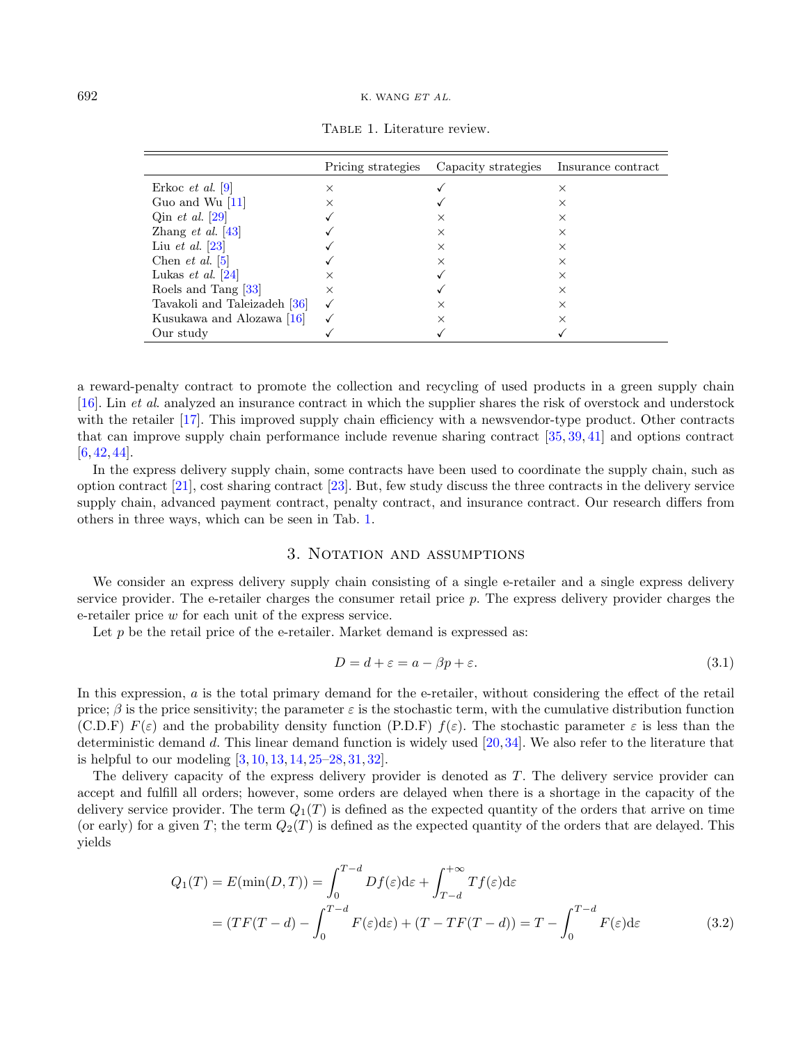Table 1. Literature review.

| | Pricing strategies | Capacity strategies | Insurance contract |
|---|---|---|---|
| Erkoc *et al.* [9] | × | ✓ | × |
| Guo and Wu [11] | × | ✓ | × |
| Qin *et al.* [29] | ✓ | × | × |
| Zhang *et al.* [43] | ✓ | × | × |
| Liu *et al.* [23] | ✓ | × | × |
| Chen *et al.* [5] | ✓ | × | × |
| Lukas *et al.* [24] | × | ✓ | × |
| Roels and Tang [33] | × | ✓ | × |
| Tavakoli and Taleizadeh [36] | ✓ | × | × |
| Kusukawa and Alozawa [16] | ✓ | × | × |
| Our study | ✓ | ✓ | ✓ |

a reward-penalty contract to promote the collection and recycling of used products in a green supply chain [16]. Lin *et al.* analyzed an insurance contract in which the supplier shares the risk of overstock and understock with the retailer [17]. This improved supply chain efficiency with a newsvendor-type product. Other contracts that can improve supply chain performance include revenue sharing contract [35, 39, 41] and options contract [6, 42, 44].

In the express delivery supply chain, some contracts have been used to coordinate the supply chain, such as option contract [21], cost sharing contract [23]. But, few study discuss the three contracts in the delivery service supply chain, advanced payment contract, penalty contract, and insurance contract. Our research differs from others in three ways, which can be seen in Tab. 1.

## 3. Notation and assumptions

We consider an express delivery supply chain consisting of a single e-retailer and a single express delivery service provider. The e-retailer charges the consumer retail price $p$. The express delivery provider charges the e-retailer price $w$ for each unit of the express service.

Let $p$ be the retail price of the e-retailer. Market demand is expressed as:

$$D = d + \varepsilon = a - \beta p + \varepsilon. \tag{3.1}$$

In this expression, $a$ is the total primary demand for the e-retailer, without considering the effect of the retail price; $\beta$ is the price sensitivity; the parameter $\varepsilon$ is the stochastic term, with the cumulative distribution function (C.D.F) $F(\varepsilon)$ and the probability density function (P.D.F) $f(\varepsilon)$. The stochastic parameter $\varepsilon$ is less than the deterministic demand $d$. This linear demand function is widely used [20, 34]. We also refer to the literature that is helpful to our modeling [3, 10, 13, 14, 25–28, 31, 32].

The delivery capacity of the express delivery provider is denoted as $T$. The delivery service provider can accept and fulfill all orders; however, some orders are delayed when there is a shortage in the capacity of the delivery service provider. The term $Q_1(T)$ is defined as the expected quantity of the orders that arrive on time (or early) for a given $T$; the term $Q_2(T)$ is defined as the expected quantity of the orders that are delayed. This yields

$$\begin{aligned} Q_1(T) = E(\min(D,T)) &= \int_0^{T-d} D f(\varepsilon)\mathrm{d}\varepsilon + \int_{T-d}^{+\infty} T f(\varepsilon)\mathrm{d}\varepsilon \\ &= \left(TF(T-d) - \int_0^{T-d} F(\varepsilon)\mathrm{d}\varepsilon\right) + (T - TF(T-d)) = T - \int_0^{T-d} F(\varepsilon)\mathrm{d}\varepsilon \end{aligned} \tag{3.2}$$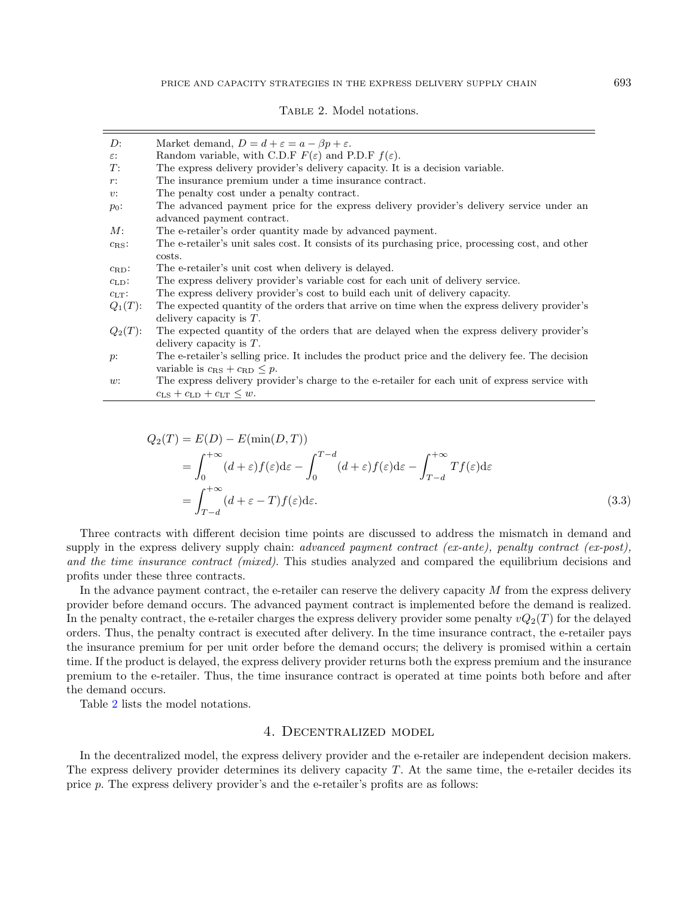Table 2. Model notations.

| | |
|---|---|
| $D$: | Market demand, $D = d + \varepsilon = a - \beta p + \varepsilon$. |
| $\varepsilon$: | Random variable, with C.D.F $F(\varepsilon)$ and P.D.F $f(\varepsilon)$. |
| $T$: | The express delivery provider's delivery capacity. It is a decision variable. |
| $r$: | The insurance premium under a time insurance contract. |
| $v$: | The penalty cost under a penalty contract. |
| $p_0$: | The advanced payment price for the express delivery provider's delivery service under an advanced payment contract. |
| $M$: | The e-retailer's order quantity made by advanced payment. |
| $c_{\mathrm{RS}}$: | The e-retailer's unit sales cost. It consists of its purchasing price, processing cost, and other costs. |
| $c_{\mathrm{RD}}$: | The e-retailer's unit cost when delivery is delayed. |
| $c_{\mathrm{LD}}$: | The express delivery provider's variable cost for each unit of delivery service. |
| $c_{\mathrm{LT}}$: | The express delivery provider's cost to build each unit of delivery capacity. |
| $Q_1(T)$: | The expected quantity of the orders that arrive on time when the express delivery provider's delivery capacity is $T$. |
| $Q_2(T)$: | The expected quantity of the orders that are delayed when the express delivery provider's delivery capacity is $T$. |
| $p$: | The e-retailer's selling price. It includes the product price and the delivery fee. The decision variable is $c_{\mathrm{RS}} + c_{\mathrm{RD}} \leq p$. |
| $w$: | The express delivery provider's charge to the e-retailer for each unit of express service with $c_{\mathrm{LS}} + c_{\mathrm{LD}} + c_{\mathrm{LT}} \leq w$. |

$$
\begin{aligned}
Q_2(T) &= E(D) - E(\min(D,T)) \\
&= \int_0^{+\infty} (d+\varepsilon) f(\varepsilon)\mathrm{d}\varepsilon - \int_0^{T-d} (d+\varepsilon) f(\varepsilon)\mathrm{d}\varepsilon - \int_{T-d}^{+\infty} T f(\varepsilon)\mathrm{d}\varepsilon \\
&= \int_{T-d}^{+\infty} (d+\varepsilon-T) f(\varepsilon)\mathrm{d}\varepsilon. \qquad (3.3)
\end{aligned}
$$

Three contracts with different decision time points are discussed to address the mismatch in demand and supply in the express delivery supply chain: *advanced payment contract (ex-ante), penalty contract (ex-post), and the time insurance contract (mixed)*. This studies analyzed and compared the equilibrium decisions and profits under these three contracts.

In the advance payment contract, the e-retailer can reserve the delivery capacity $M$ from the express delivery provider before demand occurs. The advanced payment contract is implemented before the demand is realized. In the penalty contract, the e-retailer charges the express delivery provider some penalty $vQ_2(T)$ for the delayed orders. Thus, the penalty contract is executed after delivery. In the time insurance contract, the e-retailer pays the insurance premium for per unit order before the demand occurs; the delivery is promised within a certain time. If the product is delayed, the express delivery provider returns both the express premium and the insurance premium to the e-retailer. Thus, the time insurance contract is operated at time points both before and after the demand occurs.

Table 2 lists the model notations.

## 4. Decentralized model

In the decentralized model, the express delivery provider and the e-retailer are independent decision makers. The express delivery provider determines its delivery capacity $T$. At the same time, the e-retailer decides its price $p$. The express delivery provider's and the e-retailer's profits are as follows: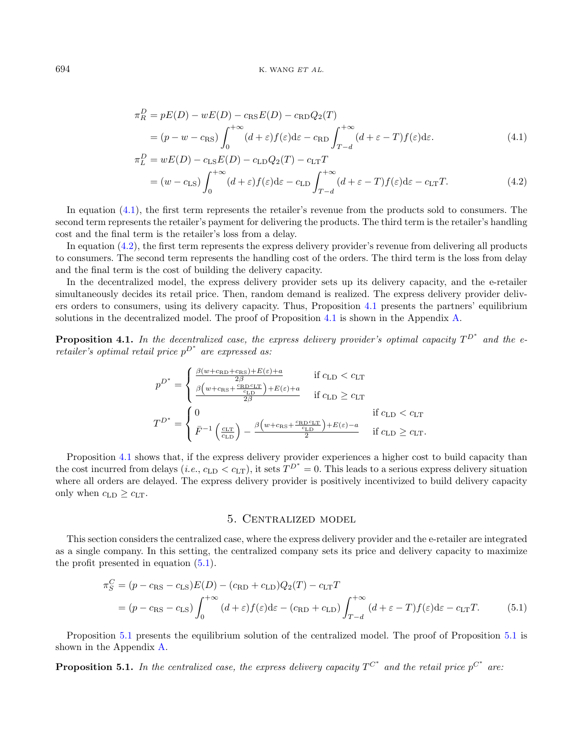$$
\begin{aligned}
\pi_R^D &= pE(D) - wE(D) - c_{\mathrm{RS}}E(D) - c_{\mathrm{RD}}Q_2(T) \\
&= (p - w - c_{\mathrm{RS}}) \int_0^{+\infty} (d+\varepsilon) f(\varepsilon) \mathrm{d}\varepsilon - c_{\mathrm{RD}} \int_{T-d}^{+\infty} (d+\varepsilon-T) f(\varepsilon) \mathrm{d}\varepsilon. \qquad (4.1)
\end{aligned}
$$

$$
\begin{aligned}
\pi_L^D &= wE(D) - c_{\mathrm{LS}}E(D) - c_{\mathrm{LD}}Q_2(T) - c_{\mathrm{LT}}T \\
&= (w - c_{\mathrm{LS}}) \int_0^{+\infty} (d+\varepsilon) f(\varepsilon) \mathrm{d}\varepsilon - c_{\mathrm{LD}} \int_{T-d}^{+\infty} (d+\varepsilon-T) f(\varepsilon) \mathrm{d}\varepsilon - c_{\mathrm{LT}}T. \qquad (4.2)
\end{aligned}
$$

In equation (4.1), the first term represents the retailer's revenue from the products sold to consumers. The second term represents the retailer's payment for delivering the products. The third term is the retailer's handling cost and the final term is the retailer's loss from a delay.

In equation (4.2), the first term represents the express delivery provider's revenue from delivering all products to consumers. The second term represents the handling cost of the orders. The third term is the loss from delay and the final term is the cost of building the delivery capacity.

In the decentralized model, the express delivery provider sets up its delivery capacity, and the e-retailer simultaneously decides its retail price. Then, random demand is realized. The express delivery provider delivers orders to consumers, using its delivery capacity. Thus, Proposition 4.1 presents the partners' equilibrium solutions in the decentralized model. The proof of Proposition 4.1 is shown in the Appendix A.

**Proposition 4.1.** *In the decentralized case, the express delivery provider's optimal capacity $T^{D^*}$ and the e-retailer's optimal retail price $p^{D^*}$ are expressed as:*

$$
p^{D^*} = \begin{cases} \frac{\beta(w+c_{\mathrm{RD}}+c_{\mathrm{RS}})+E(\varepsilon)+a}{2\beta} & \text{if } c_{\mathrm{LD}} < c_{\mathrm{LT}} \\ \frac{\beta\left(w+c_{\mathrm{RS}}+\frac{c_{\mathrm{RD}}c_{\mathrm{LT}}}{c_{\mathrm{LD}}}\right)+E(\varepsilon)+a}{2\beta} & \text{if } c_{\mathrm{LD}} \geq c_{\mathrm{LT}} \end{cases}
$$

$$
T^{D^*} = \begin{cases} 0 & \text{if } c_{\mathrm{LD}} < c_{\mathrm{LT}} \\ \bar{F}^{-1}\left(\frac{c_{\mathrm{LT}}}{c_{\mathrm{LD}}}\right) - \frac{\beta\left(w+c_{\mathrm{RS}}+\frac{c_{\mathrm{RD}}c_{\mathrm{LT}}}{c_{\mathrm{LD}}}\right)+E(\varepsilon)-a}{2} & \text{if } c_{\mathrm{LD}} \geq c_{\mathrm{LT}}. \end{cases}
$$

Proposition 4.1 shows that, if the express delivery provider experiences a higher cost to build capacity than the cost incurred from delays (*i.e.*, $c_{\mathrm{LD}} < c_{\mathrm{LT}}$), it sets $T^{D^*} = 0$. This leads to a serious express delivery situation where all orders are delayed. The express delivery provider is positively incentivized to build delivery capacity only when $c_{\mathrm{LD}} \geq c_{\mathrm{LT}}$.

## 5. Centralized model

This section considers the centralized case, where the express delivery provider and the e-retailer are integrated as a single company. In this setting, the centralized company sets its price and delivery capacity to maximize the profit presented in equation (5.1).

$$
\begin{aligned}
\pi_S^C &= (p - c_{\mathrm{RS}} - c_{\mathrm{LS}})E(D) - (c_{\mathrm{RD}} + c_{\mathrm{LD}})Q_2(T) - c_{\mathrm{LT}}T \\
&= (p - c_{\mathrm{RS}} - c_{\mathrm{LS}}) \int_0^{+\infty} (d+\varepsilon) f(\varepsilon) \mathrm{d}\varepsilon - (c_{\mathrm{RD}} + c_{\mathrm{LD}}) \int_{T-d}^{+\infty} (d+\varepsilon-T) f(\varepsilon) \mathrm{d}\varepsilon - c_{\mathrm{LT}}T. \qquad (5.1)
\end{aligned}
$$

Proposition 5.1 presents the equilibrium solution of the centralized model. The proof of Proposition 5.1 is shown in the Appendix A.

**Proposition 5.1.** *In the centralized case, the express delivery capacity $T^{C^*}$ and the retail price $p^{C^*}$ are:*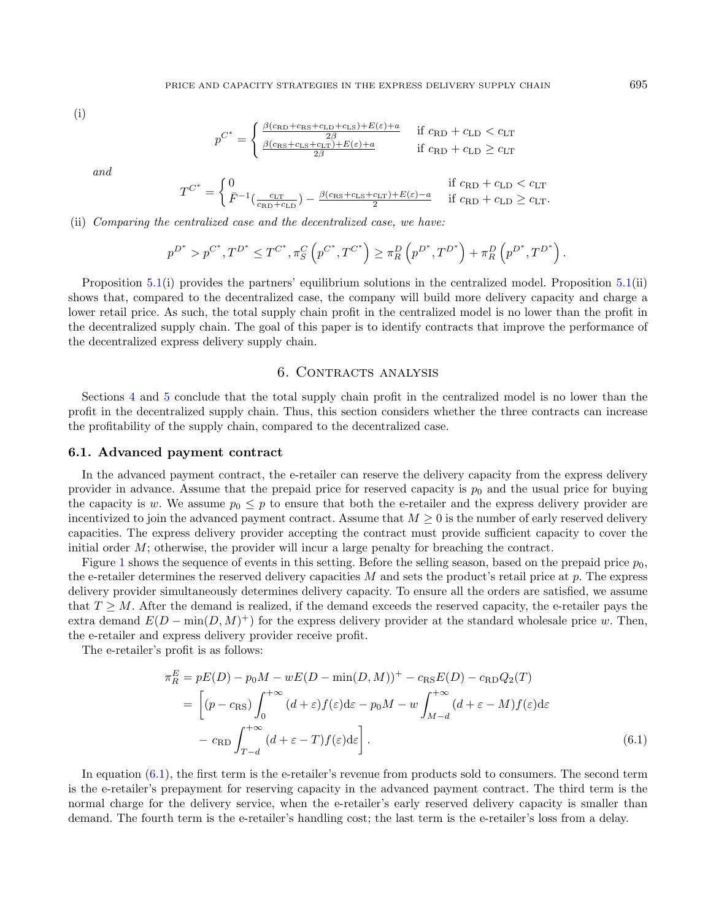(i)

$$p^{C^*} = \begin{cases} \frac{\beta(c_{\mathrm{RD}}+c_{\mathrm{RS}}+c_{\mathrm{LD}}+c_{\mathrm{LS}})+E(\varepsilon)+a}{2\beta} & \text{if } c_{\mathrm{RD}}+c_{\mathrm{LD}} < c_{\mathrm{LT}} \\ \frac{\beta(c_{\mathrm{RS}}+c_{\mathrm{LS}}+c_{\mathrm{LT}})+E(\varepsilon)+a}{2\beta} & \text{if } c_{\mathrm{RD}}+c_{\mathrm{LD}} \geq c_{\mathrm{LT}} \end{cases}$$

*and*

$$T^{C^*} = \begin{cases} 0 & \text{if } c_{\mathrm{RD}}+c_{\mathrm{LD}} < c_{\mathrm{LT}} \\ \bar{F}^{-1}(\frac{c_{\mathrm{LT}}}{c_{\mathrm{RD}}+c_{\mathrm{LD}}}) - \frac{\beta(c_{\mathrm{RS}}+c_{\mathrm{LS}}+c_{\mathrm{LT}})+E(\varepsilon)-a}{2} & \text{if } c_{\mathrm{RD}}+c_{\mathrm{LD}} \geq c_{\mathrm{LT}}. \end{cases}$$

(ii) *Comparing the centralized case and the decentralized case, we have:*

$$p^{D^*} > p^{C^*}, T^{D^*} \leq T^{C^*}, \pi_S^C\left(p^{C^*}, T^{C^*}\right) \geq \pi_R^D\left(p^{D^*}, T^{D^*}\right) + \pi_R^D\left(p^{D^*}, T^{D^*}\right).$$

Proposition 5.1(i) provides the partners' equilibrium solutions in the centralized model. Proposition 5.1(ii) shows that, compared to the decentralized case, the company will build more delivery capacity and charge a lower retail price. As such, the total supply chain profit in the centralized model is no lower than the profit in the decentralized supply chain. The goal of this paper is to identify contracts that improve the performance of the decentralized express delivery supply chain.

## 6. Contracts analysis

Sections 4 and 5 conclude that the total supply chain profit in the centralized model is no lower than the profit in the decentralized supply chain. Thus, this section considers whether the three contracts can increase the profitability of the supply chain, compared to the decentralized case.

### 6.1. Advanced payment contract

In the advanced payment contract, the e-retailer can reserve the delivery capacity from the express delivery provider in advance. Assume that the prepaid price for reserved capacity is $p_0$ and the usual price for buying the capacity is $w$. We assume $p_0 \leq p$ to ensure that both the e-retailer and the express delivery provider are incentivized to join the advanced payment contract. Assume that $M \geq 0$ is the number of early reserved delivery capacities. The express delivery provider accepting the contract must provide sufficient capacity to cover the initial order $M$; otherwise, the provider will incur a large penalty for breaching the contract.

Figure 1 shows the sequence of events in this setting. Before the selling season, based on the prepaid price $p_0$, the e-retailer determines the reserved delivery capacities $M$ and sets the product's retail price at $p$. The express delivery provider simultaneously determines delivery capacity. To ensure all the orders are satisfied, we assume that $T \geq M$. After the demand is realized, if the demand exceeds the reserved capacity, the e-retailer pays the extra demand $E(D - \min(D, M)^+)$ for the express delivery provider at the standard wholesale price $w$. Then, the e-retailer and express delivery provider receive profit.

The e-retailer's profit is as follows:

$$\begin{aligned} \pi_R^E &= pE(D) - p_0 M - wE(D - \min(D, M))^+ - c_{\mathrm{RS}}E(D) - c_{\mathrm{RD}}Q_2(T) \\ &= \left[(p - c_{\mathrm{RS}})\int_0^{+\infty}(d+\varepsilon)f(\varepsilon)\mathrm{d}\varepsilon - p_0 M - w\int_{M-d}^{+\infty}(d+\varepsilon-M)f(\varepsilon)\mathrm{d}\varepsilon \right. \\ &\quad \left. - c_{\mathrm{RD}}\int_{T-d}^{+\infty}(d+\varepsilon-T)f(\varepsilon)\mathrm{d}\varepsilon\right]. \end{aligned} \tag{6.1}$$

In equation (6.1), the first term is the e-retailer's revenue from products sold to consumers. The second term is the e-retailer's prepayment for reserving capacity in the advanced payment contract. The third term is the normal charge for the delivery service, when the e-retailer's early reserved delivery capacity is smaller than demand. The fourth term is the e-retailer's handling cost; the last term is the e-retailer's loss from a delay.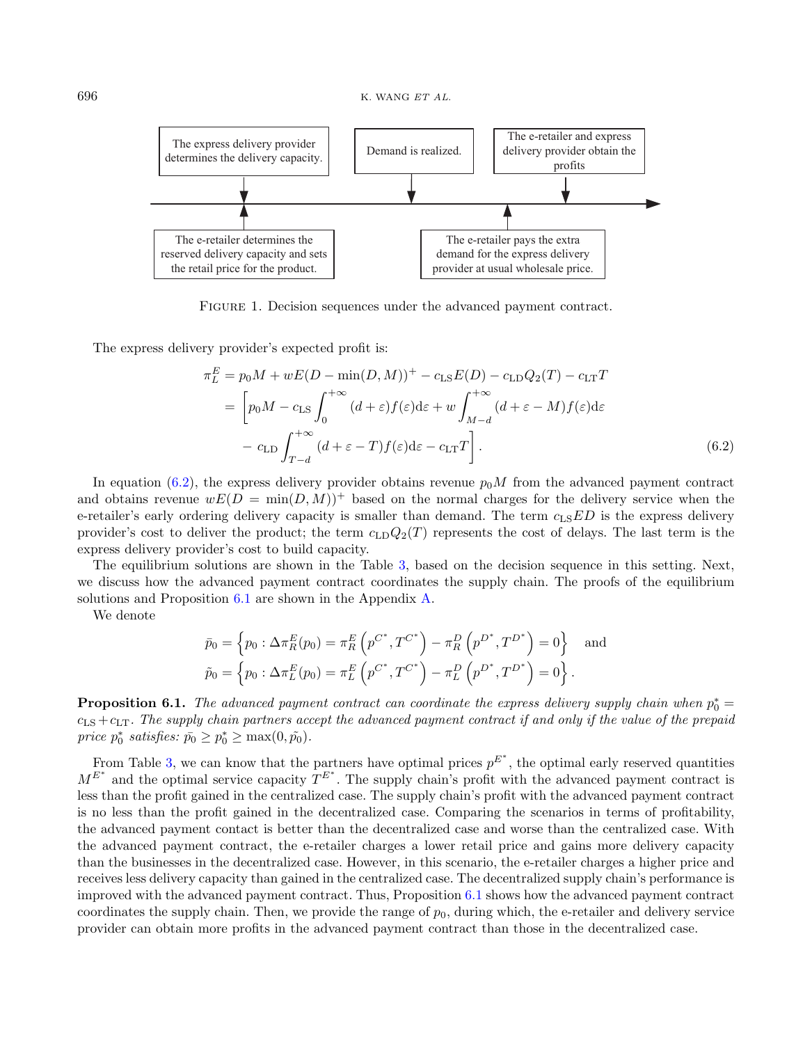The express delivery provider determines the delivery capacity. | Demand is realized. | The e-retailer and express delivery provider obtain the profits

The e-retailer determines the reserved delivery capacity and sets the retail price for the product. | The e-retailer pays the extra demand for the express delivery provider at usual wholesale price.

Figure 1. Decision sequences under the advanced payment contract.

The express delivery provider's expected profit is:

$$
\begin{aligned}
\pi_L^E &= p_0 M + wE(D - \min(D, M))^+ - c_{\mathrm{LS}} E(D) - c_{\mathrm{LD}} Q_2(T) - c_{\mathrm{LT}} T \\
&= \left[ p_0 M - c_{\mathrm{LS}} \int_0^{+\infty} (d+\varepsilon) f(\varepsilon) \mathrm{d}\varepsilon + w \int_{M-d}^{+\infty} (d+\varepsilon - M) f(\varepsilon) \mathrm{d}\varepsilon \right. \\
&\quad \left. - \, c_{\mathrm{LD}} \int_{T-d}^{+\infty} (d+\varepsilon - T) f(\varepsilon) \mathrm{d}\varepsilon - c_{\mathrm{LT}} T \right].
\end{aligned} \tag{6.2}
$$

In equation (6.2), the express delivery provider obtains revenue $p_0 M$ from the advanced payment contract and obtains revenue $wE(D = \min(D, M))^+$ based on the normal charges for the delivery service when the e-retailer's early ordering delivery capacity is smaller than demand. The term $c_{\mathrm{LS}} ED$ is the express delivery provider's cost to deliver the product; the term $c_{\mathrm{LD}} Q_2(T)$ represents the cost of delays. The last term is the express delivery provider's cost to build capacity.

The equilibrium solutions are shown in the Table 3, based on the decision sequence in this setting. Next, we discuss how the advanced payment contract coordinates the supply chain. The proofs of the equilibrium solutions and Proposition 6.1 are shown in the Appendix A.

We denote

$$
\bar{p}_0 = \left\{ p_0 : \Delta\pi_R^E(p_0) = \pi_R^E\left(p^{C^*}, T^{C^*}\right) - \pi_R^D\left(p^{D^*}, T^{D^*}\right) = 0 \right\} \quad \text{and}
$$
$$
\tilde{p}_0 = \left\{ p_0 : \Delta\pi_L^E(p_0) = \pi_L^E\left(p^{C^*}, T^{C^*}\right) - \pi_L^D\left(p^{D^*}, T^{D^*}\right) = 0 \right\}.
$$

**Proposition 6.1.** *The advanced payment contract can coordinate the express delivery supply chain when* $p_0^* = c_{\mathrm{LS}} + c_{\mathrm{LT}}$. *The supply chain partners accept the advanced payment contract if and only if the value of the prepaid price* $p_0^*$ *satisfies:* $\bar{p}_0 \geq p_0^* \geq \max(0, \tilde{p}_0)$.

From Table 3, we can know that the partners have optimal prices $p^{E^*}$, the optimal early reserved quantities $M^{E^*}$ and the optimal service capacity $T^{E^*}$. The supply chain's profit with the advanced payment contract is less than the profit gained in the centralized case. The supply chain's profit with the advanced payment contract is no less than the profit gained in the decentralized case. Comparing the scenarios in terms of profitability, the advanced payment contact is better than the decentralized case and worse than the centralized case. With the advanced payment contract, the e-retailer charges a lower retail price and gains more delivery capacity than the businesses in the decentralized case. However, in this scenario, the e-retailer charges a higher price and receives less delivery capacity than gained in the centralized case. The decentralized supply chain's performance is improved with the advanced payment contract. Thus, Proposition 6.1 shows how the advanced payment contract coordinates the supply chain. Then, we provide the range of $p_0$, during which, the e-retailer and delivery service provider can obtain more profits in the advanced payment contract than those in the decentralized case.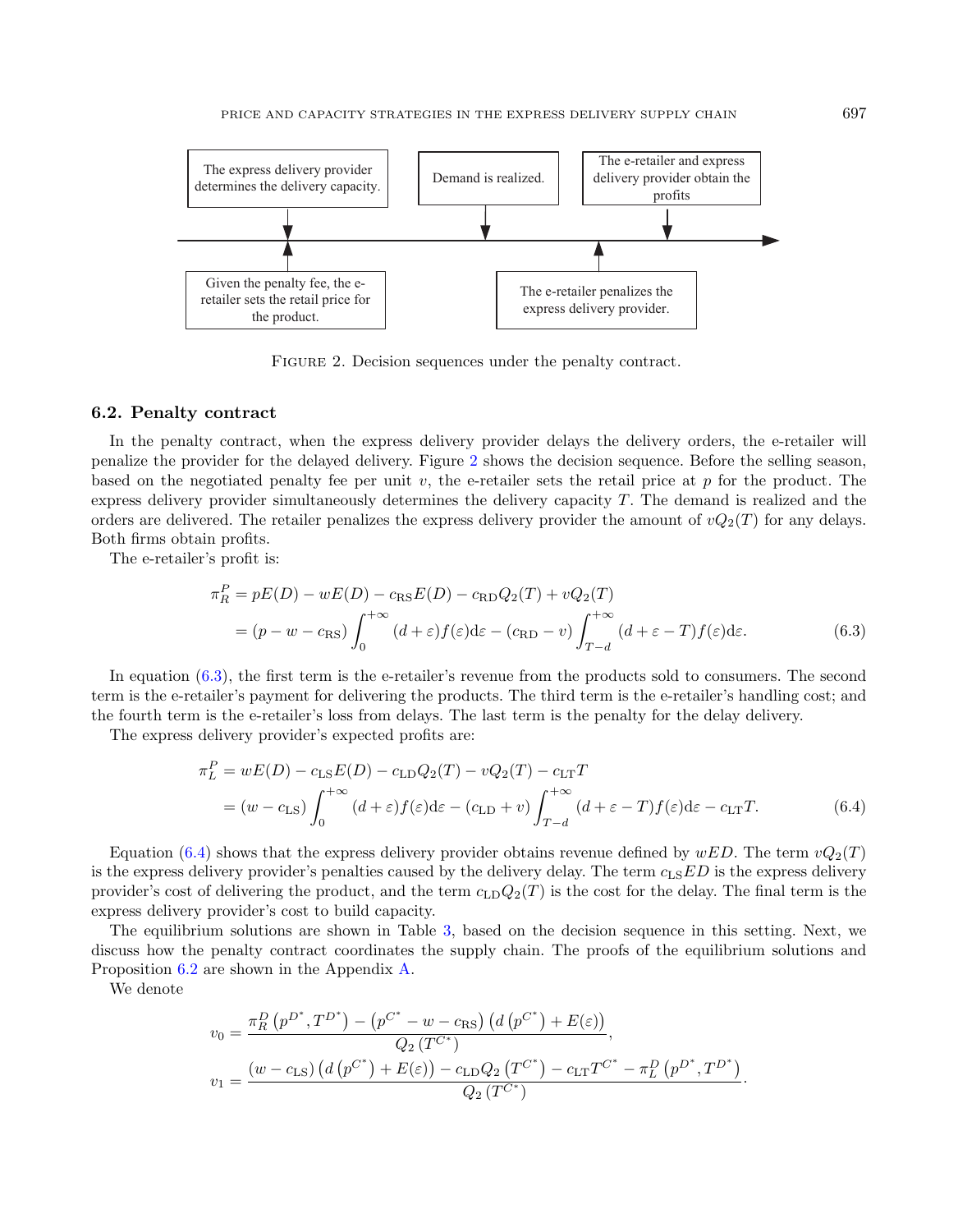The express delivery provider determines the delivery capacity.

Demand is realized.

The e-retailer and express delivery provider obtain the profits

Given the penalty fee, the e-retailer sets the retail price for the product.

The e-retailer penalizes the express delivery provider.

Figure 2. Decision sequences under the penalty contract.

## 6.2. Penalty contract

In the penalty contract, when the express delivery provider delays the delivery orders, the e-retailer will penalize the provider for the delayed delivery. Figure 2 shows the decision sequence. Before the selling season, based on the negotiated penalty fee per unit $v$, the e-retailer sets the retail price at $p$ for the product. The express delivery provider simultaneously determines the delivery capacity $T$. The demand is realized and the orders are delivered. The retailer penalizes the express delivery provider the amount of $vQ_2(T)$ for any delays. Both firms obtain profits.

The e-retailer's profit is:

$$
\begin{aligned}
\pi_R^P &= pE(D) - wE(D) - c_{\mathrm{RS}}E(D) - c_{\mathrm{RD}}Q_2(T) + vQ_2(T) \\
&= (p - w - c_{\mathrm{RS}}) \int_0^{+\infty} (d+\varepsilon) f(\varepsilon)\mathrm{d}\varepsilon - (c_{\mathrm{RD}} - v) \int_{T-d}^{+\infty} (d+\varepsilon-T) f(\varepsilon)\mathrm{d}\varepsilon. \qquad (6.3)
\end{aligned}
$$

In equation (6.3), the first term is the e-retailer's revenue from the products sold to consumers. The second term is the e-retailer's payment for delivering the products. The third term is the e-retailer's handling cost; and the fourth term is the e-retailer's loss from delays. The last term is the penalty for the delay delivery.

The express delivery provider's expected profits are:

$$
\begin{aligned}
\pi_L^P &= wE(D) - c_{\mathrm{LS}}E(D) - c_{\mathrm{LD}}Q_2(T) - vQ_2(T) - c_{\mathrm{LT}}T \\
&= (w - c_{\mathrm{LS}}) \int_0^{+\infty} (d+\varepsilon) f(\varepsilon)\mathrm{d}\varepsilon - (c_{\mathrm{LD}} + v) \int_{T-d}^{+\infty} (d+\varepsilon-T) f(\varepsilon)\mathrm{d}\varepsilon - c_{\mathrm{LT}}T. \qquad (6.4)
\end{aligned}
$$

Equation (6.4) shows that the express delivery provider obtains revenue defined by $wED$. The term $vQ_2(T)$ is the express delivery provider's penalties caused by the delivery delay. The term $c_{\mathrm{LS}}ED$ is the express delivery provider's cost of delivering the product, and the term $c_{\mathrm{LD}}Q_2(T)$ is the cost for the delay. The final term is the express delivery provider's cost to build capacity.

The equilibrium solutions are shown in Table 3, based on the decision sequence in this setting. Next, we discuss how the penalty contract coordinates the supply chain. The proofs of the equilibrium solutions and Proposition 6.2 are shown in the Appendix A.

We denote

$$
v_0 = \frac{\pi_R^D\left(p^{D^*}, T^{D^*}\right) - \left(p^{C^*} - w - c_{\mathrm{RS}}\right)\left(d\left(p^{C^*}\right) + E(\varepsilon)\right)}{Q_2\left(T^{C^*}\right)},
$$

$$
v_1 = \frac{(w - c_{\mathrm{LS}})\left(d\left(p^{C^*}\right) + E(\varepsilon)\right) - c_{\mathrm{LD}}Q_2\left(T^{C^*}\right) - c_{\mathrm{LT}}T^{C^*} - \pi_L^D\left(p^{D^*}, T^{D^*}\right)}{Q_2\left(T^{C^*}\right)}.
$$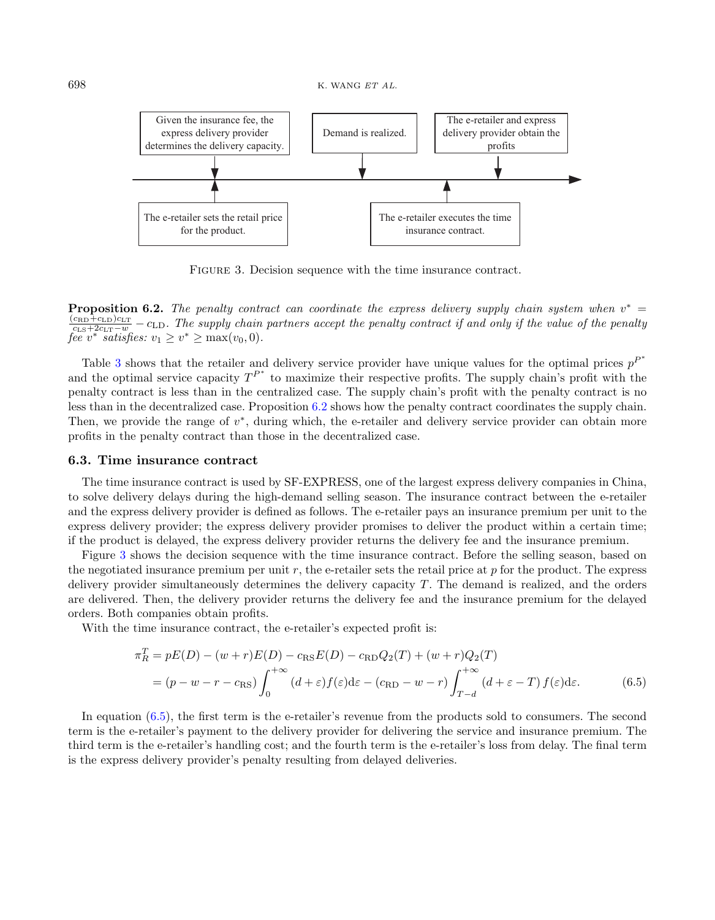Given the insurance fee, the express delivery provider determines the delivery capacity.

Demand is realized.

The e-retailer and express delivery provider obtain the profits

The e-retailer sets the retail price for the product.

The e-retailer executes the time insurance contract.

Figure 3. Decision sequence with the time insurance contract.

**Proposition 6.2.** *The penalty contract can coordinate the express delivery supply chain system when* $v^* = \frac{(c_{\text{RD}}+c_{\text{LD}})c_{\text{LT}}}{c_{\text{LS}}+2c_{\text{LT}}-w} - c_{\text{LD}}$. *The supply chain partners accept the penalty contract if and only if the value of the penalty fee* $v^*$ *satisfies:* $v_1 \geq v^* \geq \max(v_0, 0)$.

Table 3 shows that the retailer and delivery service provider have unique values for the optimal prices $p^{P^*}$ and the optimal service capacity $T^{P^*}$ to maximize their respective profits. The supply chain's profit with the penalty contract is less than in the centralized case. The supply chain's profit with the penalty contract is no less than in the decentralized case. Proposition 6.2 shows how the penalty contract coordinates the supply chain. Then, we provide the range of $v^*$, during which, the e-retailer and delivery service provider can obtain more profits in the penalty contract than those in the decentralized case.

### 6.3. Time insurance contract

The time insurance contract is used by SF-EXPRESS, one of the largest express delivery companies in China, to solve delivery delays during the high-demand selling season. The insurance contract between the e-retailer and the express delivery provider is defined as follows. The e-retailer pays an insurance premium per unit to the express delivery provider; the express delivery provider promises to deliver the product within a certain time; if the product is delayed, the express delivery provider returns the delivery fee and the insurance premium.

Figure 3 shows the decision sequence with the time insurance contract. Before the selling season, based on the negotiated insurance premium per unit $r$, the e-retailer sets the retail price at $p$ for the product. The express delivery provider simultaneously determines the delivery capacity $T$. The demand is realized, and the orders are delivered. Then, the delivery provider returns the delivery fee and the insurance premium for the delayed orders. Both companies obtain profits.

With the time insurance contract, the e-retailer's expected profit is:

$$
\begin{aligned}
\pi_R^T &= pE(D) - (w+r)E(D) - c_{\text{RS}}E(D) - c_{\text{RD}}Q_2(T) + (w+r)Q_2(T) \\
&= (p - w - r - c_{\text{RS}}) \int_0^{+\infty} (d+\varepsilon) f(\varepsilon) \mathrm{d}\varepsilon - (c_{\text{RD}} - w - r) \int_{T-d}^{+\infty} (d + \varepsilon - T) f(\varepsilon) \mathrm{d}\varepsilon. \qquad (6.5)
\end{aligned}
$$

In equation (6.5), the first term is the e-retailer's revenue from the products sold to consumers. The second term is the e-retailer's payment to the delivery provider for delivering the service and insurance premium. The third term is the e-retailer's handling cost; and the fourth term is the e-retailer's loss from delay. The final term is the express delivery provider's penalty resulting from delayed deliveries.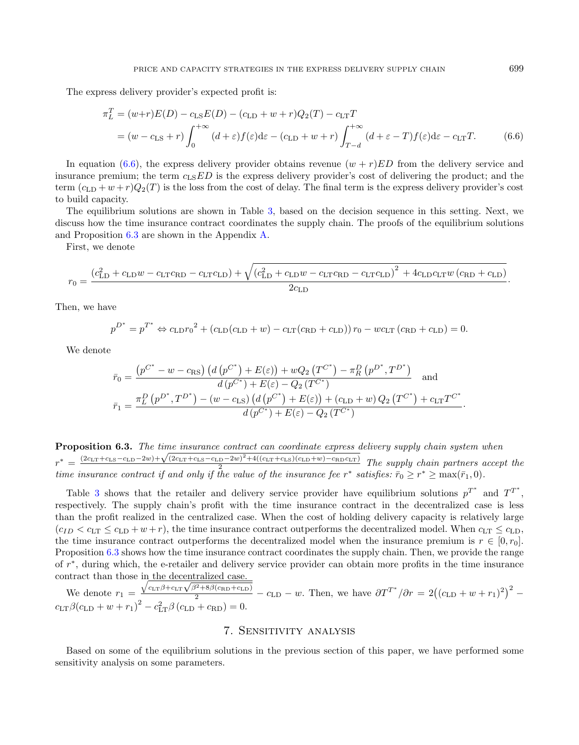The express delivery provider's expected profit is:

$$
\begin{aligned}
\pi_L^T &= (w{+}r)E(D) - c_{\mathrm{LS}}E(D) - (c_{\mathrm{LD}} + w + r)Q_2(T) - c_{\mathrm{LT}}T \\
&= (w - c_{\mathrm{LS}} + r)\int_0^{+\infty}(d+\varepsilon)f(\varepsilon)\mathrm{d}\varepsilon - (c_{\mathrm{LD}} + w + r)\int_{T-d}^{+\infty}(d+\varepsilon-T)f(\varepsilon)\mathrm{d}\varepsilon - c_{\mathrm{LT}}T. \qquad (6.6)
\end{aligned}
$$

In equation (6.6), the express delivery provider obtains revenue $(w+r)ED$ from the delivery service and insurance premium; the term $c_{\mathrm{LS}}ED$ is the express delivery provider's cost of delivering the product; and the term $(c_{\mathrm{LD}}+w+r)Q_2(T)$ is the loss from the cost of delay. The final term is the express delivery provider's cost to build capacity.

The equilibrium solutions are shown in Table 3, based on the decision sequence in this setting. Next, we discuss how the time insurance contract coordinates the supply chain. The proofs of the equilibrium solutions and Proposition 6.3 are shown in the Appendix A.

First, we denote

$$
r_0 = \frac{(c_{\mathrm{LD}}^2 + c_{\mathrm{LD}}w - c_{\mathrm{LT}}c_{\mathrm{RD}} - c_{\mathrm{LT}}c_{\mathrm{LD}}) + \sqrt{(c_{\mathrm{LD}}^2 + c_{\mathrm{LD}}w - c_{\mathrm{LT}}c_{\mathrm{RD}} - c_{\mathrm{LT}}c_{\mathrm{LD}})^2 + 4c_{\mathrm{LD}}c_{\mathrm{LT}}w\,(c_{\mathrm{RD}} + c_{\mathrm{LD}})}}{2c_{\mathrm{LD}}}.
$$

Then, we have

$$
p^{D^*} = p^{T^*} \Leftrightarrow c_{\mathrm{LD}}{r_0}^2 + (c_{\mathrm{LD}}(c_{\mathrm{LD}}+w) - c_{\mathrm{LT}}(c_{\mathrm{RD}}+c_{\mathrm{LD}}))\,r_0 - wc_{\mathrm{LT}}\,(c_{\mathrm{RD}}+c_{\mathrm{LD}}) = 0.
$$

We denote

$$
\bar{r}_0 = \frac{\left(p^{C^*} - w - c_{\mathrm{RS}}\right)\left(d\left(p^{C^*}\right) + E(\varepsilon)\right) + wQ_2\left(T^{C^*}\right) - \pi_R^D\left(p^{D^*}, T^{D^*}\right)}{d\left(p^{C^*}\right) + E(\varepsilon) - Q_2\left(T^{C^*}\right)} \quad \text{and}
$$

$$
\bar{r}_1 = \frac{\pi_L^D\left(p^{D^*}, T^{D^*}\right) - (w - c_{\mathrm{LS}})\left(d\left(p^{C^*}\right) + E(\varepsilon)\right) + (c_{\mathrm{LD}} + w)\,Q_2\left(T^{C^*}\right) + c_{\mathrm{LT}}T^{C^*}}{d\left(p^{C^*}\right) + E(\varepsilon) - Q_2\left(T^{C^*}\right)}.
$$

**Proposition 6.3.** *The time insurance contract can coordinate express delivery supply chain system when* $r^* = \frac{(2c_{\mathrm{LT}}+c_{\mathrm{LS}}-c_{\mathrm{LD}}-2w)+\sqrt{(2c_{\mathrm{LT}}+c_{\mathrm{LS}}-c_{\mathrm{LD}}-2w)^2+4((c_{\mathrm{LT}}+c_{\mathrm{LS}})(c_{\mathrm{LD}}+w)-c_{\mathrm{RD}}c_{\mathrm{LT}})}}{2}$. *The supply chain partners accept the time insurance contract if and only if the value of the insurance fee* $r^*$ *satisfies:* $\bar{r}_0 \geq r^* \geq \max(\bar{r}_1, 0)$.

Table 3 shows that the retailer and delivery service provider have equilibrium solutions $p^{T^*}$ and $T^{T^*}$, respectively. The supply chain's profit with the time insurance contract in the decentralized case is less than the profit realized in the centralized case. When the cost of holding delivery capacity is relatively large ($c_{ID} < c_{\mathrm{LT}} \leq c_{\mathrm{LD}} + w + r$), the time insurance contract outperforms the decentralized model. When $c_{\mathrm{LT}} \leq c_{\mathrm{LD}}$, the time insurance contract outperforms the decentralized model when the insurance premium is $r \in [0, r_0]$. Proposition 6.3 shows how the time insurance contract coordinates the supply chain. Then, we provide the range of $r^*$, during which, the e-retailer and delivery service provider can obtain more profits in the time insurance contract than those in the decentralized case.

We denote $r_1 = \frac{\sqrt{c_{\mathrm{LT}}\beta + c_{\mathrm{LT}}\sqrt{\beta^2 + 8\beta(c_{\mathrm{RD}}+c_{\mathrm{LD}})}}}{2} - c_{\mathrm{LD}} - w$. Then, we have $\partial T^{T^*}/\partial r = 2\big((c_{\mathrm{LD}}+w+r_1)^2\big)^2 - c_{\mathrm{LT}}\beta(c_{\mathrm{LD}}+w+r_1)^2 - c_{\mathrm{LT}}^2\beta\,(c_{\mathrm{LD}}+c_{\mathrm{RD}}) = 0$.

## 7. Sensitivity analysis

Based on some of the equilibrium solutions in the previous section of this paper, we have performed some sensitivity analysis on some parameters.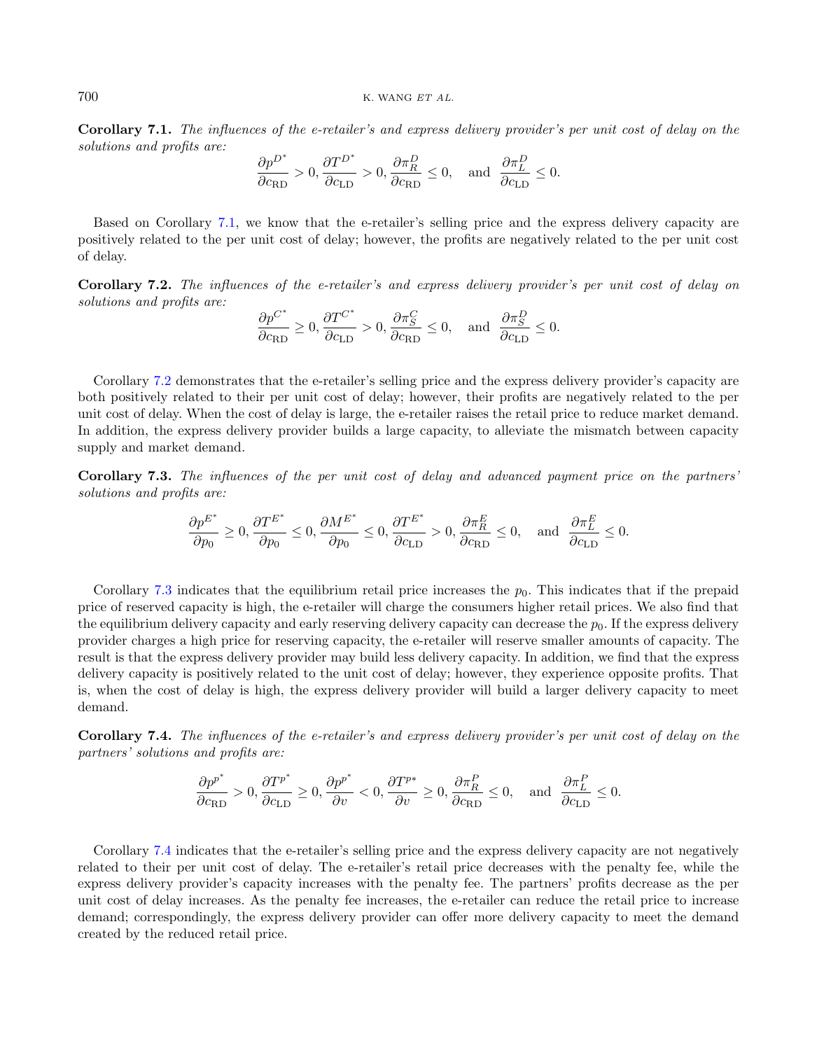**Corollary 7.1.** *The influences of the e-retailer's and express delivery provider's per unit cost of delay on the solutions and profits are:*

$$\frac{\partial p^{D^*}}{\partial c_{\mathrm{RD}}} > 0, \frac{\partial T^{D^*}}{\partial c_{\mathrm{LD}}} > 0, \frac{\partial \pi_R^D}{\partial c_{\mathrm{RD}}} \leq 0, \quad \text{and} \quad \frac{\partial \pi_L^D}{\partial c_{\mathrm{LD}}} \leq 0.$$

Based on Corollary 7.1, we know that the e-retailer's selling price and the express delivery capacity are positively related to the per unit cost of delay; however, the profits are negatively related to the per unit cost of delay.

**Corollary 7.2.** *The influences of the e-retailer's and express delivery provider's per unit cost of delay on solutions and profits are:*

$$\frac{\partial p^{C^*}}{\partial c_{\mathrm{RD}}} \geq 0, \frac{\partial T^{C^*}}{\partial c_{\mathrm{LD}}} > 0, \frac{\partial \pi_S^C}{\partial c_{\mathrm{RD}}} \leq 0, \quad \text{and} \quad \frac{\partial \pi_S^D}{\partial c_{\mathrm{LD}}} \leq 0.$$

Corollary 7.2 demonstrates that the e-retailer's selling price and the express delivery provider's capacity are both positively related to their per unit cost of delay; however, their profits are negatively related to the per unit cost of delay. When the cost of delay is large, the e-retailer raises the retail price to reduce market demand. In addition, the express delivery provider builds a large capacity, to alleviate the mismatch between capacity supply and market demand.

**Corollary 7.3.** *The influences of the per unit cost of delay and advanced payment price on the partners' solutions and profits are:*

$$\frac{\partial p^{E^*}}{\partial p_0} \geq 0, \frac{\partial T^{E^*}}{\partial p_0} \leq 0, \frac{\partial M^{E^*}}{\partial p_0} \leq 0, \frac{\partial T^{E^*}}{\partial c_{\mathrm{LD}}} > 0, \frac{\partial \pi_R^E}{\partial c_{\mathrm{RD}}} \leq 0, \quad \text{and} \quad \frac{\partial \pi_L^E}{\partial c_{\mathrm{LD}}} \leq 0.$$

Corollary 7.3 indicates that the equilibrium retail price increases the $p_0$. This indicates that if the prepaid price of reserved capacity is high, the e-retailer will charge the consumers higher retail prices. We also find that the equilibrium delivery capacity and early reserving delivery capacity can decrease the $p_0$. If the express delivery provider charges a high price for reserving capacity, the e-retailer will reserve smaller amounts of capacity. The result is that the express delivery provider may build less delivery capacity. In addition, we find that the express delivery capacity is positively related to the unit cost of delay; however, they experience opposite profits. That is, when the cost of delay is high, the express delivery provider will build a larger delivery capacity to meet demand.

**Corollary 7.4.** *The influences of the e-retailer's and express delivery provider's per unit cost of delay on the partners' solutions and profits are:*

$$\frac{\partial p^{p^*}}{\partial c_{\mathrm{RD}}} > 0, \frac{\partial T^{p^*}}{\partial c_{\mathrm{LD}}} \geq 0, \frac{\partial p^{p^*}}{\partial v} < 0, \frac{\partial T^{p*}}{\partial v} \geq 0, \frac{\partial \pi_R^P}{\partial c_{\mathrm{RD}}} \leq 0, \quad \text{and} \quad \frac{\partial \pi_L^P}{\partial c_{\mathrm{LD}}} \leq 0.$$

Corollary 7.4 indicates that the e-retailer's selling price and the express delivery capacity are not negatively related to their per unit cost of delay. The e-retailer's retail price decreases with the penalty fee, while the express delivery provider's capacity increases with the penalty fee. The partners' profits decrease as the per unit cost of delay increases. As the penalty fee increases, the e-retailer can reduce the retail price to increase demand; correspondingly, the express delivery provider can offer more delivery capacity to meet the demand created by the reduced retail price.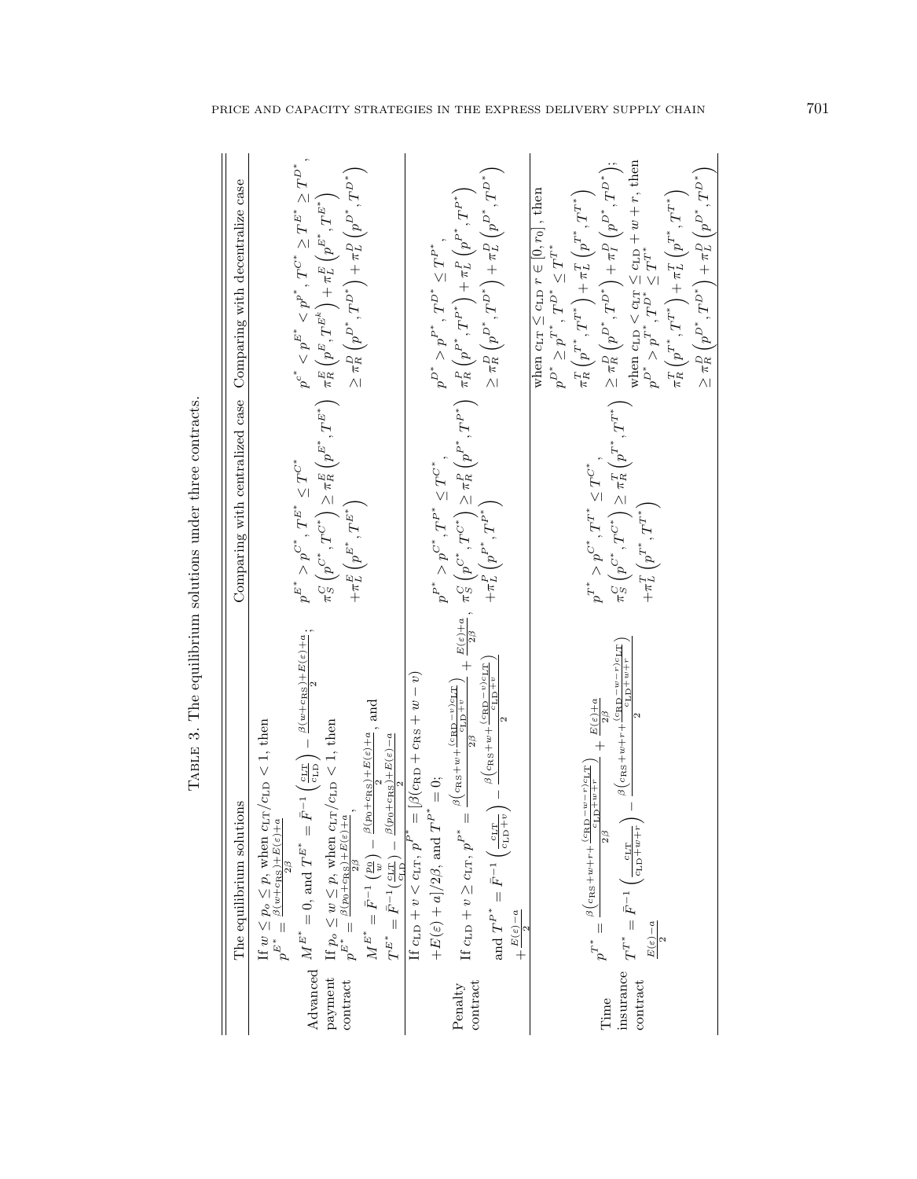TABLE 3. The equilibrium solutions under three contracts.

| | The equilibrium solutions | Comparing with centralized case | Comparing with decentralize case |
|---|---|---|---|
| Advanced payment contract | If $w \le p_o \le p$, when $c_{\mathrm{LT}}/c_{\mathrm{LD}} < 1$, then $p^{E^*} = \frac{\beta(w+c_{\mathrm{RS}})+E(\varepsilon)+a}{2\beta}$, $M^{E^*} = 0$, and $T^{E^*} = \bar{F}^{-1}\left(\frac{c_{\mathrm{LT}}}{c_{\mathrm{LD}}}\right) - \frac{\beta(w+c_{\mathrm{RS}})+E(\varepsilon)+a}{2}$; If $p_o \le w \le p$, when $c_{\mathrm{LT}}/c_{\mathrm{LD}} < 1$, then $p^{E^*} = \frac{\beta(p_0+c_{\mathrm{RS}})+E(\varepsilon)+a}{2\beta}$, $M^{E^*} = \bar{F}^{-1}\left(\frac{p_0}{w}\right) - \frac{\beta(p_0+c_{\mathrm{RS}})+E(\varepsilon)+a}{2}$, and $T^{E^*} = \bar{F}^{-1}\left(\frac{c_{\mathrm{LT}}}{c_{\mathrm{LD}}}\right) - \frac{\beta(p_0+c_{\mathrm{RS}})+E(\varepsilon)-a}{2}$ | $p^{E^*} > p^{C^*}$, $T^{E^*} \le T^{C^*}$ $\pi_S^C\left(p^{C^*}, T^{C^*}\right) \ge \pi_R^E\left(p^{E^*}, T^{E^*}\right) + \pi_L^E\left(p^{E^*}, T^{E^*}\right)$ | $p^{c^*} < p^{E^*} < p^{D^*}$, $T^{C^*} \ge T^{E^*} \ge T^{D^*}$, $\pi_R^E\left(p^E, T^{E^k}\right) + \pi_L^E\left(p^{E^*}, T^{E^*}\right) \ge \pi_R^D\left(p^{D^*}, T^{D^*}\right) + \pi_L^D\left(p^{D^*}, T^{D^*}\right)$ |
| Penalty contract | If $c_{\mathrm{LD}} + v < c_{\mathrm{LT}}$, $p^{P^*} = [\beta(c_{\mathrm{RD}} + c_{\mathrm{RS}} + w - v) + E(\varepsilon) + a]/2\beta$, and $T^{P^*} = 0$; If $c_{\mathrm{LD}} + v \ge c_{\mathrm{LT}}$, $p^{P^*} = \frac{\beta\left(c_{\mathrm{RS}}+w+\frac{(c_{\mathrm{RD}}-v)c_{\mathrm{LT}}}{c_{\mathrm{LD}}+v}\right)}{2\beta} + \frac{E(\varepsilon)+a}{2\beta}$, and $T^{P^*} = \bar{F}^{-1}\left(\frac{c_{\mathrm{LT}}}{c_{\mathrm{LD}}+v}\right) - \frac{\beta\left(c_{\mathrm{RS}}+w+\frac{(c_{\mathrm{RD}}-v)c_{\mathrm{LT}}}{c_{\mathrm{LD}}+v}\right)}{2} + \frac{E(\varepsilon)-a}{2}$ | $p^{P^*} > p^{C^*}$, $T^{P^*} \le T^{C^*}$, $\pi_S^C\left(p^{C^*}, T^{C^*}\right) \ge \pi_R^P\left(p^{P^*}, T^{P^*}\right) + \pi_L^P\left(p^{P^*}, T^{P^*}\right)$ | $p^{D^*} > p^{P^*}$, $T^{D^*} \le T^{P^*}$, $\pi_R^P\left(p^{P^*}, T^{P^*}\right) + \pi_L^P\left(p^{P^*}, T^{P^*}\right) \ge \pi_R^D\left(p^{D^*}, T^{D^*}\right) + \pi_L^D\left(p^{D^*}, T^{D^*}\right)$ |
| Time insurance contract | $p^{T^*} = \frac{\beta\left(c_{\mathrm{RS}}+w+r+\frac{(c_{\mathrm{RD}}-w-r)c_{\mathrm{LT}}}{c_{\mathrm{LD}}+w+r}\right)}{2\beta} + \frac{E(\varepsilon)+a}{2\beta}$ $T^{T^*} = \bar{F}^{-1}\left(\frac{c_{\mathrm{LT}}}{c_{\mathrm{LD}}+w+r}\right) - \frac{\beta\left(c_{\mathrm{RS}}+w+r+\frac{(c_{\mathrm{RD}}-w-r)c_{\mathrm{LT}}}{c_{\mathrm{LD}}+w+r}\right)}{2}$ $\frac{E(\varepsilon)-a}{2}$ | $p^{T^*} > p^{C^*}$, $T^{T^*} \le T^{C^*}$, $\pi_S^C\left(p^{C^*}, T^{C^*}\right) \ge \pi_R^T\left(p^{T^*}, T^{T^*}\right) + \pi_L^T\left(p^{T^*}, T^{T^*}\right)$ | when $c_{\mathrm{LT}} \le c_{\mathrm{LD}}$ $r \in [0, r_0]$, then $p^{D^*} \ge p^{T^*}$, $T^{D^*} \le T^{T^*}$ $\pi_R^T\left(p^{T^*}, T^{T^*}\right) + \pi_L^T\left(p^{T^*}, T^{T^*}\right) \ge \pi_R^D\left(p^{D^*}, T^{D^*}\right) + \pi_I^D\left(p^{D^*}, T^{D^*}\right)$; when $c_{\mathrm{LD}} < c_{\mathrm{LT}} \le c_{\mathrm{LD}} + w + r$, then $p^{D^*} > p^{T^*}$, $T^{D^*} \le T^{T^*}$ $\pi_R^T\left(p^{T^*}, T^{T^*}\right) + \pi_L^T\left(p^{T^*}, T^{T^*}\right) \ge \pi_R^D\left(p^{D^*}, T^{D^*}\right) + \pi_L^D\left(p^{D^*}, T^{D^*}\right)$ |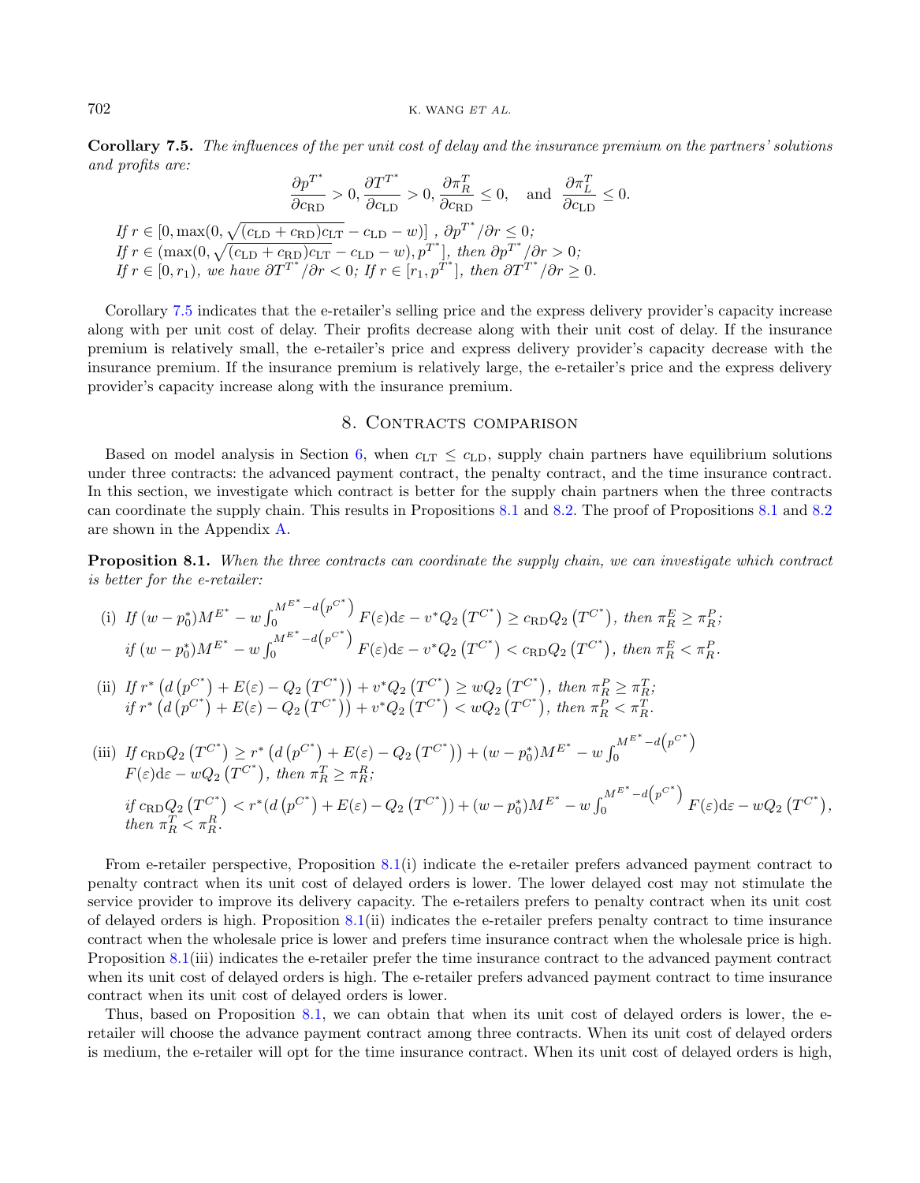**Corollary 7.5.** *The influences of the per unit cost of delay and the insurance premium on the partners' solutions and profits are:*

$$\frac{\partial p^{T^*}}{\partial c_{\mathrm{RD}}} > 0, \frac{\partial T^{T^*}}{\partial c_{\mathrm{LD}}} > 0, \frac{\partial \pi_R^T}{\partial c_{\mathrm{RD}}} \leq 0, \quad \text{and} \quad \frac{\partial \pi_L^T}{\partial c_{\mathrm{LD}}} \leq 0.$$

*If* $r \in [0, \max(0, \sqrt{(c_{\mathrm{LD}} + c_{\mathrm{RD}})c_{\mathrm{LT}}} - c_{\mathrm{LD}} - w)]$ *,* $\partial p^{T^*}/\partial r \leq 0$*;*
*If* $r \in (\max(0, \sqrt{(c_{\mathrm{LD}} + c_{\mathrm{RD}})c_{\mathrm{LT}}} - c_{\mathrm{LD}} - w), p^{T^*}]$*, then* $\partial p^{T^*}/\partial r > 0$*;*
*If* $r \in [0, r_1)$*, we have* $\partial T^{T^*}/\partial r < 0$*; If* $r \in [r_1, p^{T^*}]$*, then* $\partial T^{T^*}/\partial r \geq 0$*.*

Corollary 7.5 indicates that the e-retailer's selling price and the express delivery provider's capacity increase along with per unit cost of delay. Their profits decrease along with their unit cost of delay. If the insurance premium is relatively small, the e-retailer's price and express delivery provider's capacity decrease with the insurance premium. If the insurance premium is relatively large, the e-retailer's price and the express delivery provider's capacity increase along with the insurance premium.

## 8. Contracts comparison

Based on model analysis in Section 6, when $c_{\mathrm{LT}} \leq c_{\mathrm{LD}}$, supply chain partners have equilibrium solutions under three contracts: the advanced payment contract, the penalty contract, and the time insurance contract. In this section, we investigate which contract is better for the supply chain partners when the three contracts can coordinate the supply chain. This results in Propositions 8.1 and 8.2. The proof of Propositions 8.1 and 8.2 are shown in the Appendix A.

**Proposition 8.1.** *When the three contracts can coordinate the supply chain, we can investigate which contract is better for the e-retailer:*

(i) *If* $(w - p_0^*)M^{E^*} - w\int_0^{M^{E^*} - d\left(p^{C^*}\right)} F(\varepsilon)\mathrm{d}\varepsilon - v^* Q_2\left(T^{C^*}\right) \geq c_{\mathrm{RD}} Q_2\left(T^{C^*}\right)$*, then* $\pi_R^E \geq \pi_R^P$*;*
*if* $(w - p_0^*)M^{E^*} - w\int_0^{M^{E^*} - d\left(p^{C^*}\right)} F(\varepsilon)\mathrm{d}\varepsilon - v^* Q_2\left(T^{C^*}\right) < c_{\mathrm{RD}} Q_2\left(T^{C^*}\right)$*, then* $\pi_R^E < \pi_R^P$*.*

(ii) *If* $r^*\left(d\left(p^{C^*}\right) + E(\varepsilon) - Q_2\left(T^{C^*}\right)\right) + v^* Q_2\left(T^{C^*}\right) \geq w Q_2\left(T^{C^*}\right)$*, then* $\pi_R^P \geq \pi_R^T$*;*
*if* $r^*\left(d\left(p^{C^*}\right) + E(\varepsilon) - Q_2\left(T^{C^*}\right)\right) + v^* Q_2\left(T^{C^*}\right) < w Q_2\left(T^{C^*}\right)$*, then* $\pi_R^P < \pi_R^T$*.*

(iii) *If* $c_{\mathrm{RD}} Q_2\left(T^{C^*}\right) \geq r^*\left(d\left(p^{C^*}\right) + E(\varepsilon) - Q_2\left(T^{C^*}\right)\right) + (w - p_0^*)M^{E^*} - w\int_0^{M^{E^*} - d\left(p^{C^*}\right)} F(\varepsilon)\mathrm{d}\varepsilon - w Q_2\left(T^{C^*}\right)$*, then* $\pi_R^T \geq \pi_R^R$*;*
*if* $c_{\mathrm{RD}} Q_2\left(T^{C^*}\right) < r^*\left(d\left(p^{C^*}\right) + E(\varepsilon) - Q_2\left(T^{C^*}\right)\right) + (w - p_0^*)M^{E^*} - w\int_0^{M^{E^*} - d\left(p^{C^*}\right)} F(\varepsilon)\mathrm{d}\varepsilon - w Q_2\left(T^{C^*}\right)$*, then* $\pi_R^T < \pi_R^R$*.*

From e-retailer perspective, Proposition 8.1(i) indicate the e-retailer prefers advanced payment contract to penalty contract when its unit cost of delayed orders is lower. The lower delayed cost may not stimulate the service provider to improve its delivery capacity. The e-retailers prefers to penalty contract when its unit cost of delayed orders is high. Proposition 8.1(ii) indicates the e-retailer prefers penalty contract to time insurance contract when the wholesale price is lower and prefers time insurance contract when the wholesale price is high. Proposition 8.1(iii) indicates the e-retailer prefer the time insurance contract to the advanced payment contract when its unit cost of delayed orders is high. The e-retailer prefers advanced payment contract to time insurance contract when its unit cost of delayed orders is lower.

Thus, based on Proposition 8.1, we can obtain that when its unit cost of delayed orders is lower, the e-retailer will choose the advance payment contract among three contracts. When its unit cost of delayed orders is medium, the e-retailer will opt for the time insurance contract. When its unit cost of delayed orders is high,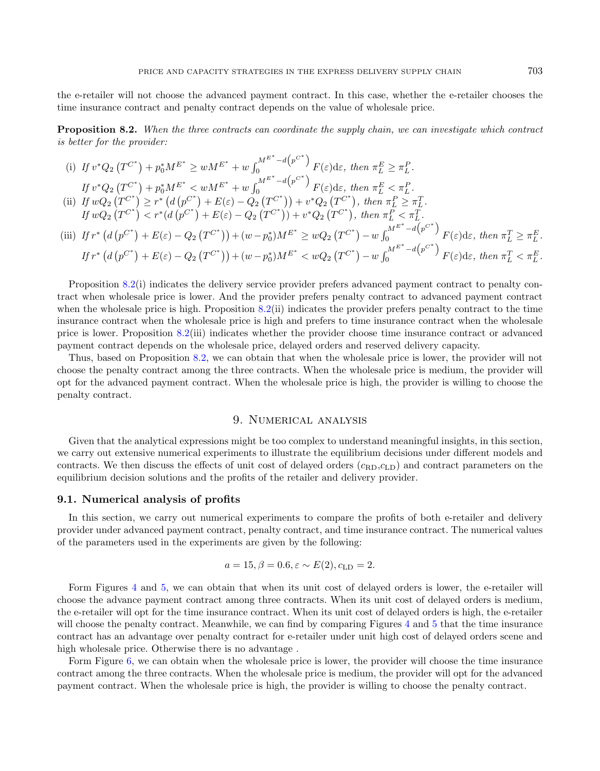the e-retailer will not choose the advanced payment contract. In this case, whether the e-retailer chooses the time insurance contract and penalty contract depends on the value of wholesale price.

**Proposition 8.2.** *When the three contracts can coordinate the supply chain, we can investigate which contract is better for the provider:*

(i) *If* $v^*Q_2\left(T^{C^*}\right)+p_0^*M^{E^*}\geq wM^{E^*}+w\int_0^{M^{E^*}-d\left(p^{C^*}\right)}F(\varepsilon)\mathrm{d}\varepsilon$, *then* $\pi_L^E\geq\pi_L^P$.
*If* $v^*Q_2\left(T^{C^*}\right)+p_0^*M^{E^*}< wM^{E^*}+w\int_0^{M^{E^*}-d\left(p^{C^*}\right)}F(\varepsilon)\mathrm{d}\varepsilon$, *then* $\pi_L^E<\pi_L^P$.

(ii) *If* $wQ_2\left(T^{C^*}\right)\geq r^*\left(d\left(p^{C^*}\right)+E(\varepsilon)-Q_2\left(T^{C^*}\right)\right)+v^*Q_2\left(T^{C^*}\right)$, *then* $\pi_L^P\geq\pi_L^T$.
*If* $wQ_2\left(T^{C^*}\right)< r^*(d\left(p^{C^*}\right)+E(\varepsilon)-Q_2\left(T^{C^*}\right))+v^*Q_2\left(T^{C^*}\right)$, *then* $\pi_L^P<\pi_L^T$.

(iii) *If* $r^*\left(d\left(p^{C^*}\right)+E(\varepsilon)-Q_2\left(T^{C^*}\right)\right)+(w-p_0^*)M^{E^*}\geq wQ_2\left(T^{C^*}\right)-w\int_0^{M^{E^*}-d\left(p^{C^*}\right)}F(\varepsilon)\mathrm{d}\varepsilon$, *then* $\pi_L^T\geq\pi_L^E$.
*If* $r^*\left(d\left(p^{C^*}\right)+E(\varepsilon)-Q_2\left(T^{C^*}\right)\right)+(w-p_0^*)M^{E^*}< wQ_2\left(T^{C^*}\right)-w\int_0^{M^{E^*}-d\left(p^{C^*}\right)}F(\varepsilon)\mathrm{d}\varepsilon$, *then* $\pi_L^T<\pi_L^E$.

Proposition 8.2(i) indicates the delivery service provider prefers advanced payment contract to penalty contract when wholesale price is lower. And the provider prefers penalty contract to advanced payment contract when the wholesale price is high. Proposition 8.2(ii) indicates the provider prefers penalty contract to the time insurance contract when the wholesale price is high and prefers to time insurance contract when the wholesale price is lower. Proposition 8.2(iii) indicates whether the provider choose time insurance contract or advanced payment contract depends on the wholesale price, delayed orders and reserved delivery capacity.

Thus, based on Proposition 8.2, we can obtain that when the wholesale price is lower, the provider will not choose the penalty contract among the three contracts. When the wholesale price is medium, the provider will opt for the advanced payment contract. When the wholesale price is high, the provider is willing to choose the penalty contract.

## 9. Numerical analysis

Given that the analytical expressions might be too complex to understand meaningful insights, in this section, we carry out extensive numerical experiments to illustrate the equilibrium decisions under different models and contracts. We then discuss the effects of unit cost of delayed orders ($c_{\mathrm{RD}}$,$c_{\mathrm{LD}}$) and contract parameters on the equilibrium decision solutions and the profits of the retailer and delivery provider.

### 9.1. Numerical analysis of profits

In this section, we carry out numerical experiments to compare the profits of both e-retailer and delivery provider under advanced payment contract, penalty contract, and time insurance contract. The numerical values of the parameters used in the experiments are given by the following:

$$a=15,\beta=0.6,\varepsilon\sim E(2),c_{\mathrm{LD}}=2.$$

Form Figures 4 and 5, we can obtain that when its unit cost of delayed orders is lower, the e-retailer will choose the advance payment contract among three contracts. When its unit cost of delayed orders is medium, the e-retailer will opt for the time insurance contract. When its unit cost of delayed orders is high, the e-retailer will choose the penalty contract. Meanwhile, we can find by comparing Figures 4 and 5 that the time insurance contract has an advantage over penalty contract for e-retailer under unit high cost of delayed orders scene and high wholesale price. Otherwise there is no advantage .

Form Figure 6, we can obtain when the wholesale price is lower, the provider will choose the time insurance contract among the three contracts. When the wholesale price is medium, the provider will opt for the advanced payment contract. When the wholesale price is high, the provider is willing to choose the penalty contract.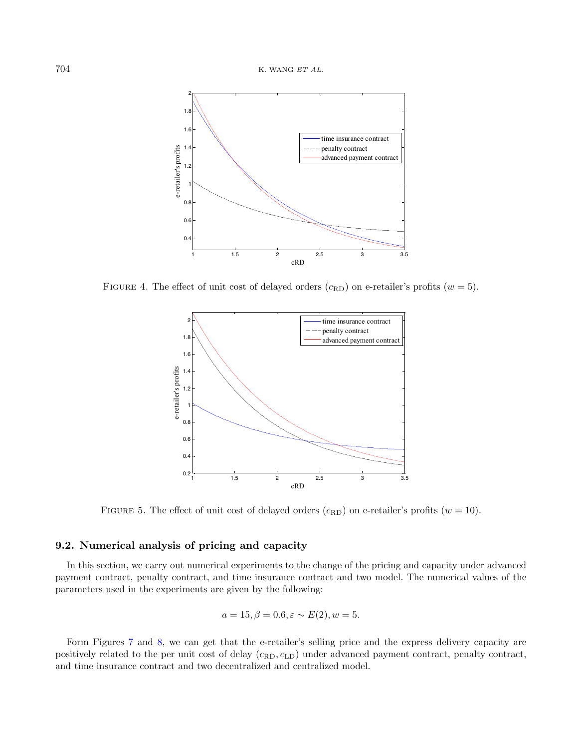FIGURE 4. The effect of unit cost of delayed orders ($c_{\mathrm{RD}}$) on e-retailer's profits ($w = 5$).

FIGURE 5. The effect of unit cost of delayed orders ($c_{\mathrm{RD}}$) on e-retailer's profits ($w = 10$).

### 9.2. Numerical analysis of pricing and capacity

In this section, we carry out numerical experiments to the change of the pricing and capacity under advanced payment contract, penalty contract, and time insurance contract and two model. The numerical values of the parameters used in the experiments are given by the following:

$$a = 15, \beta = 0.6, \varepsilon \sim E(2), w = 5.$$

Form Figures 7 and 8, we can get that the e-retailer's selling price and the express delivery capacity are positively related to the per unit cost of delay ($c_{\mathrm{RD}}, c_{\mathrm{LD}}$) under advanced payment contract, penalty contract, and time insurance contract and two decentralized and centralized model.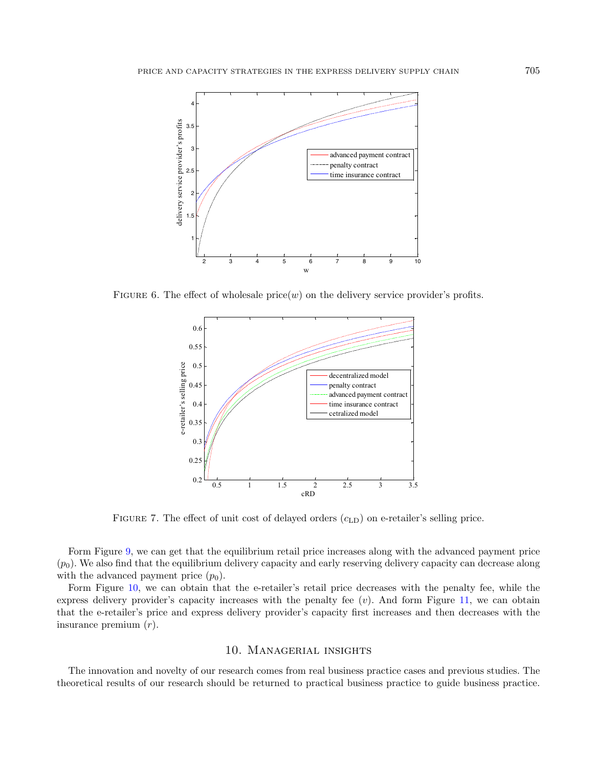Figure 6. The effect of wholesale price($w$) on the delivery service provider's profits.

Figure 7. The effect of unit cost of delayed orders ($c_{\mathrm{LD}}$) on e-retailer's selling price.

Form Figure 9, we can get that the equilibrium retail price increases along with the advanced payment price ($p_0$). We also find that the equilibrium delivery capacity and early reserving delivery capacity can decrease along with the advanced payment price ($p_0$).

Form Figure 10, we can obtain that the e-retailer's retail price decreases with the penalty fee, while the express delivery provider's capacity increases with the penalty fee ($v$). And form Figure 11, we can obtain that the e-retailer's price and express delivery provider's capacity first increases and then decreases with the insurance premium ($r$).

## 10. Managerial insights

The innovation and novelty of our research comes from real business practice cases and previous studies. The theoretical results of our research should be returned to practical business practice to guide business practice.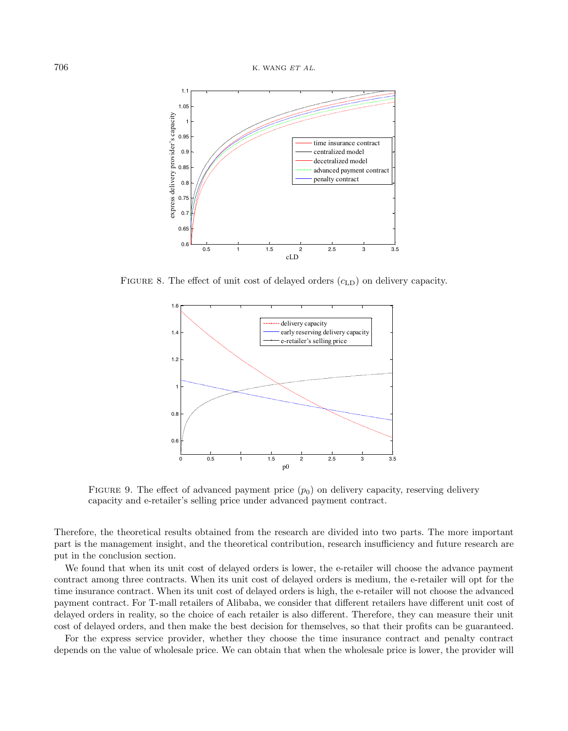Figure 8. The effect of unit cost of delayed orders ($c_{\mathrm{LD}}$) on delivery capacity.

Figure 9. The effect of advanced payment price ($p_0$) on delivery capacity, reserving delivery capacity and e-retailer's selling price under advanced payment contract.

Therefore, the theoretical results obtained from the research are divided into two parts. The more important part is the management insight, and the theoretical contribution, research insufficiency and future research are put in the conclusion section.

We found that when its unit cost of delayed orders is lower, the e-retailer will choose the advance payment contract among three contracts. When its unit cost of delayed orders is medium, the e-retailer will opt for the time insurance contract. When its unit cost of delayed orders is high, the e-retailer will not choose the advanced payment contract. For T-mall retailers of Alibaba, we consider that different retailers have different unit cost of delayed orders in reality, so the choice of each retailer is also different. Therefore, they can measure their unit cost of delayed orders, and then make the best decision for themselves, so that their profits can be guaranteed.

For the express service provider, whether they choose the time insurance contract and penalty contract depends on the value of wholesale price. We can obtain that when the wholesale price is lower, the provider will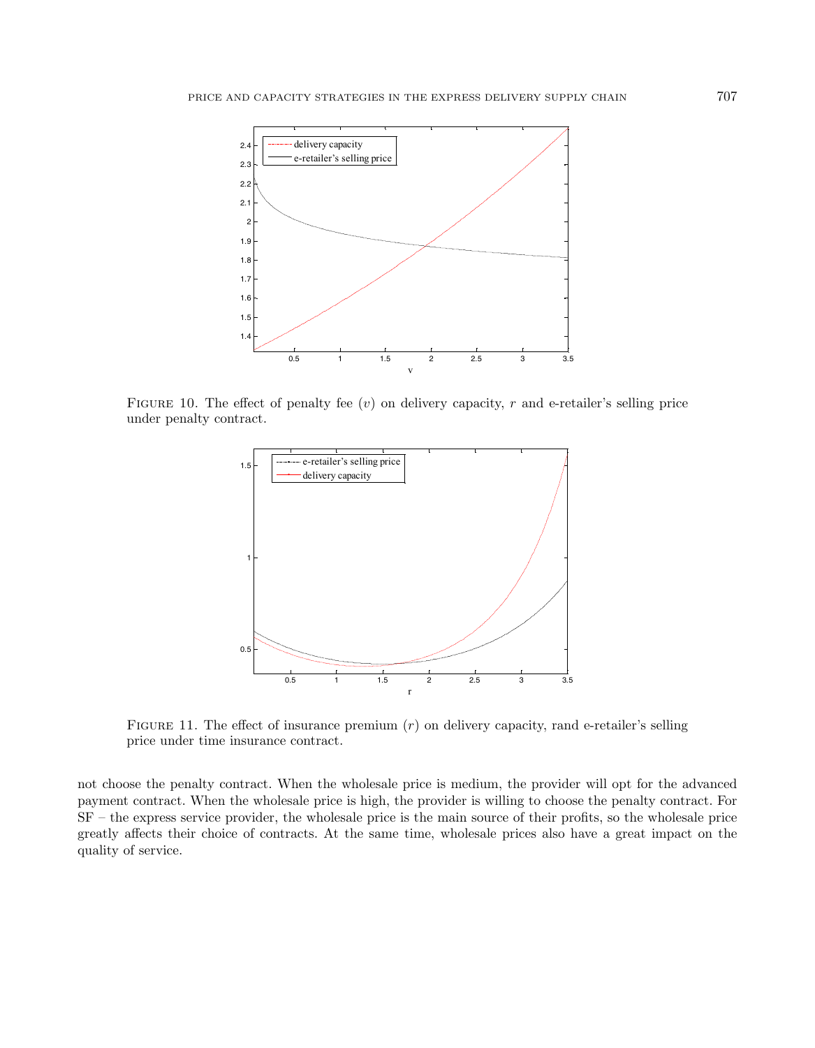FIGURE 10. The effect of penalty fee ($v$) on delivery capacity, $r$ and e-retailer's selling price under penalty contract.

FIGURE 11. The effect of insurance premium ($r$) on delivery capacity, rand e-retailer's selling price under time insurance contract.

not choose the penalty contract. When the wholesale price is medium, the provider will opt for the advanced payment contract. When the wholesale price is high, the provider is willing to choose the penalty contract. For SF – the express service provider, the wholesale price is the main source of their profits, so the wholesale price greatly affects their choice of contracts. At the same time, wholesale prices also have a great impact on the quality of service.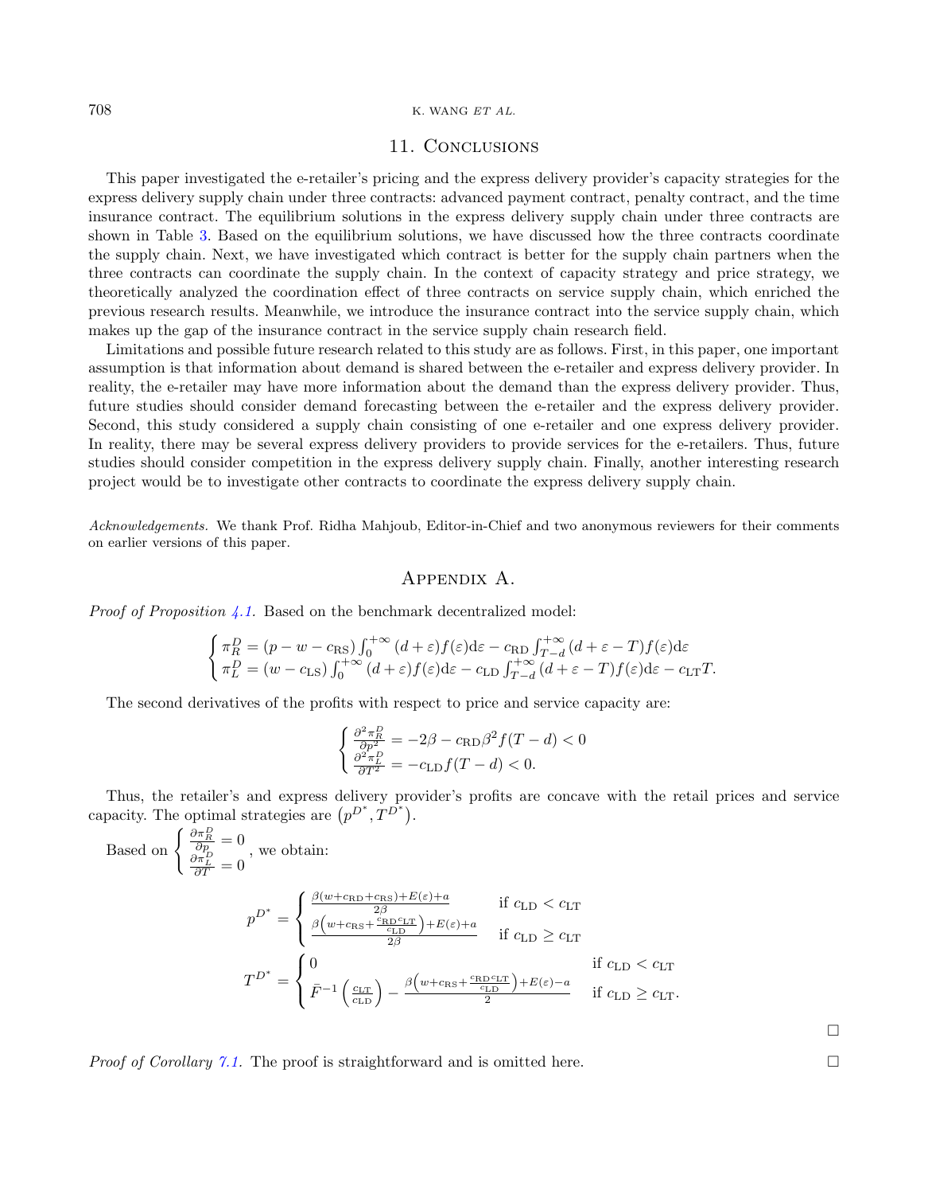## 11. Conclusions

This paper investigated the e-retailer's pricing and the express delivery provider's capacity strategies for the express delivery supply chain under three contracts: advanced payment contract, penalty contract, and the time insurance contract. The equilibrium solutions in the express delivery supply chain under three contracts are shown in Table 3. Based on the equilibrium solutions, we have discussed how the three contracts coordinate the supply chain. Next, we have investigated which contract is better for the supply chain partners when the three contracts can coordinate the supply chain. In the context of capacity strategy and price strategy, we theoretically analyzed the coordination effect of three contracts on service supply chain, which enriched the previous research results. Meanwhile, we introduce the insurance contract into the service supply chain, which makes up the gap of the insurance contract in the service supply chain research field.

Limitations and possible future research related to this study are as follows. First, in this paper, one important assumption is that information about demand is shared between the e-retailer and express delivery provider. In reality, the e-retailer may have more information about the demand than the express delivery provider. Thus, future studies should consider demand forecasting between the e-retailer and the express delivery provider. Second, this study considered a supply chain consisting of one e-retailer and one express delivery provider. In reality, there may be several express delivery providers to provide services for the e-retailers. Thus, future studies should consider competition in the express delivery supply chain. Finally, another interesting research project would be to investigate other contracts to coordinate the express delivery supply chain.

*Acknowledgements.* We thank Prof. Ridha Mahjoub, Editor-in-Chief and two anonymous reviewers for their comments on earlier versions of this paper.

## Appendix A.

*Proof of Proposition 4.1.* Based on the benchmark decentralized model:

$$\begin{cases} \pi_R^D = (p - w - c_{\mathrm{RS}}) \int_0^{+\infty} (d+\varepsilon) f(\varepsilon) \mathrm{d}\varepsilon - c_{\mathrm{RD}} \int_{T-d}^{+\infty} (d+\varepsilon - T) f(\varepsilon) \mathrm{d}\varepsilon \\ \pi_L^D = (w - c_{\mathrm{LS}}) \int_0^{+\infty} (d+\varepsilon) f(\varepsilon) \mathrm{d}\varepsilon - c_{\mathrm{LD}} \int_{T-d}^{+\infty} (d+\varepsilon - T) f(\varepsilon) \mathrm{d}\varepsilon - c_{\mathrm{LT}} T. \end{cases}$$

The second derivatives of the profits with respect to price and service capacity are:

$$\begin{cases} \frac{\partial^2 \pi_R^D}{\partial p^2} = -2\beta - c_{\mathrm{RD}} \beta^2 f(T-d) < 0 \\ \frac{\partial^2 \pi_L^D}{\partial T^2} = -c_{\mathrm{LD}} f(T-d) < 0. \end{cases}$$

Thus, the retailer's and express delivery provider's profits are concave with the retail prices and service capacity. The optimal strategies are $\left(p^{D^*}, T^{D^*}\right)$.

Based on $\begin{cases} \frac{\partial \pi_R^D}{\partial p} = 0 \\ \frac{\partial \pi_L^D}{\partial T} = 0 \end{cases}$, we obtain:

$$p^{D^*} = \begin{cases} \frac{\beta(w + c_{\mathrm{RD}} + c_{\mathrm{RS}}) + E(\varepsilon) + a}{2\beta} & \text{if } c_{\mathrm{LD}} < c_{\mathrm{LT}} \\ \frac{\beta\left(w + c_{\mathrm{RS}} + \frac{c_{\mathrm{RD}} c_{\mathrm{LT}}}{c_{\mathrm{LD}}}\right) + E(\varepsilon) + a}{2\beta} & \text{if } c_{\mathrm{LD}} \geq c_{\mathrm{LT}} \end{cases}$$

$$T^{D^*} = \begin{cases} 0 & \text{if } c_{\mathrm{LD}} < c_{\mathrm{LT}} \\ \bar{F}^{-1}\left(\frac{c_{\mathrm{LT}}}{c_{\mathrm{LD}}}\right) - \frac{\beta\left(w + c_{\mathrm{RS}} + \frac{c_{\mathrm{RD}} c_{\mathrm{LT}}}{c_{\mathrm{LD}}}\right) + E(\varepsilon) - a}{2} & \text{if } c_{\mathrm{LD}} \geq c_{\mathrm{LT}}. \end{cases}$$

□

*Proof of Corollary 7.1.* The proof is straightforward and is omitted here. □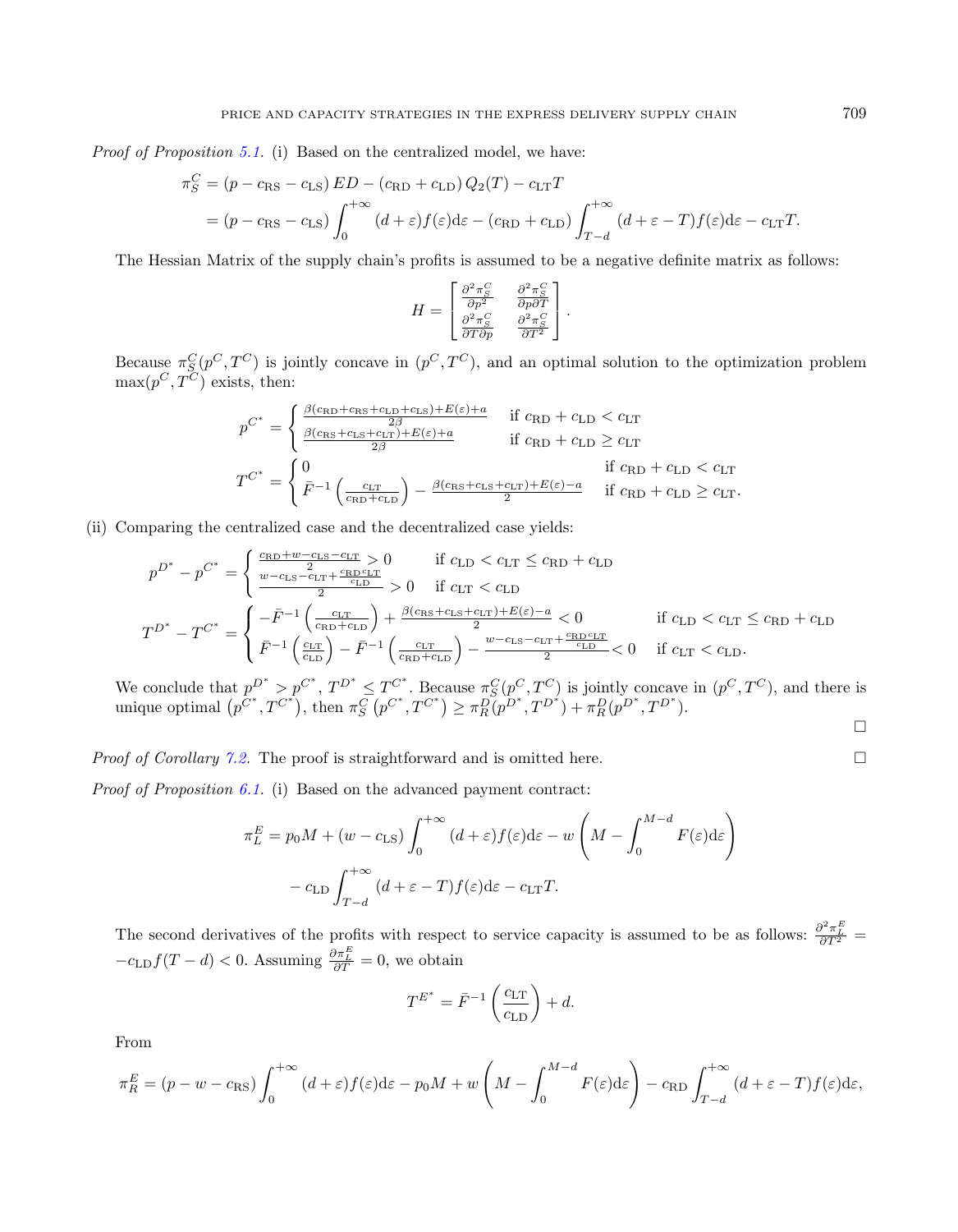*Proof of Proposition 5.1.* (i) Based on the centralized model, we have:

$$
\begin{aligned}
\pi_S^C &= (p - c_{\mathrm{RS}} - c_{\mathrm{LS}})\, ED - (c_{\mathrm{RD}} + c_{\mathrm{LD}})\, Q_2(T) - c_{\mathrm{LT}} T \\
&= (p - c_{\mathrm{RS}} - c_{\mathrm{LS}}) \int_0^{+\infty} (d+\varepsilon) f(\varepsilon) \mathrm{d}\varepsilon - (c_{\mathrm{RD}} + c_{\mathrm{LD}}) \int_{T-d}^{+\infty} (d + \varepsilon - T) f(\varepsilon) \mathrm{d}\varepsilon - c_{\mathrm{LT}} T.
\end{aligned}
$$

The Hessian Matrix of the supply chain's profits is assumed to be a negative definite matrix as follows:

$$
H = \begin{bmatrix} \frac{\partial^2 \pi_S^C}{\partial p^2} & \frac{\partial^2 \pi_S^C}{\partial p \partial T} \\ \frac{\partial^2 \pi_S^C}{\partial T \partial p} & \frac{\partial^2 \pi_S^C}{\partial T^2} \end{bmatrix}.
$$

Because $\pi_S^C(p^C, T^C)$ is jointly concave in $(p^C, T^C)$, and an optimal solution to the optimization problem $\max(p^C, T^C)$ exists, then:

$$
p^{C^*} = \begin{cases} \frac{\beta(c_{\mathrm{RD}} + c_{\mathrm{RS}} + c_{\mathrm{LD}} + c_{\mathrm{LS}}) + E(\varepsilon) + a}{2\beta} & \text{if } c_{\mathrm{RD}} + c_{\mathrm{LD}} < c_{\mathrm{LT}} \\ \frac{\beta(c_{\mathrm{RS}} + c_{\mathrm{LS}} + c_{\mathrm{LT}}) + E(\varepsilon) + a}{2\beta} & \text{if } c_{\mathrm{RD}} + c_{\mathrm{LD}} \geq c_{\mathrm{LT}} \end{cases}
$$

$$
T^{C^*} = \begin{cases} 0 & \text{if } c_{\mathrm{RD}} + c_{\mathrm{LD}} < c_{\mathrm{LT}} \\ \bar{F}^{-1}\left(\frac{c_{\mathrm{LT}}}{c_{\mathrm{RD}} + c_{\mathrm{LD}}}\right) - \frac{\beta(c_{\mathrm{RS}} + c_{\mathrm{LS}} + c_{\mathrm{LT}}) + E(\varepsilon) - a}{2} & \text{if } c_{\mathrm{RD}} + c_{\mathrm{LD}} \geq c_{\mathrm{LT}}. \end{cases}
$$

(ii) Comparing the centralized case and the decentralized case yields:

$$
p^{D^*} - p^{C^*} = \begin{cases} \frac{c_{\mathrm{RD}} + w - c_{\mathrm{LS}} - c_{\mathrm{LT}}}{2} > 0 & \text{if } c_{\mathrm{LD}} < c_{\mathrm{LT}} \leq c_{\mathrm{RD}} + c_{\mathrm{LD}} \\ \frac{w - c_{\mathrm{LS}} - c_{\mathrm{LT}} + \frac{c_{\mathrm{RD}} c_{\mathrm{LT}}}{c_{\mathrm{LD}}}}{2} > 0 & \text{if } c_{\mathrm{LT}} < c_{\mathrm{LD}} \end{cases}
$$

$$
T^{D^*} - T^{C^*} = \begin{cases} -\bar{F}^{-1}\left(\frac{c_{\mathrm{LT}}}{c_{\mathrm{RD}} + c_{\mathrm{LD}}}\right) + \frac{\beta(c_{\mathrm{RS}} + c_{\mathrm{LS}} + c_{\mathrm{LT}}) + E(\varepsilon) - a}{2} < 0 & \text{if } c_{\mathrm{LD}} < c_{\mathrm{LT}} \leq c_{\mathrm{RD}} + c_{\mathrm{LD}} \\ \bar{F}^{-1}\left(\frac{c_{\mathrm{LT}}}{c_{\mathrm{LD}}}\right) - \bar{F}^{-1}\left(\frac{c_{\mathrm{LT}}}{c_{\mathrm{RD}} + c_{\mathrm{LD}}}\right) - \frac{w - c_{\mathrm{LS}} - c_{\mathrm{LT}} + \frac{c_{\mathrm{RD}} c_{\mathrm{LT}}}{c_{\mathrm{LD}}}}{2} < 0 & \text{if } c_{\mathrm{LT}} < c_{\mathrm{LD}}. \end{cases}
$$

We conclude that $p^{D^*} > p^{C^*}$, $T^{D^*} \leq T^{C^*}$. Because $\pi_S^C(p^C, T^C)$ is jointly concave in $(p^C, T^C)$, and there is unique optimal $(p^{C^*}, T^{C^*})$, then $\pi_S^C(p^{C^*}, T^{C^*}) \geq \pi_R^D(p^{D^*}, T^{D^*}) + \pi_R^D(p^{D^*}, T^{D^*})$. □

*Proof of Corollary 7.2.* The proof is straightforward and is omitted here. □

*Proof of Proposition 6.1.* (i) Based on the advanced payment contract:

$$
\begin{aligned}
\pi_L^E = p_0 M &+ (w - c_{\mathrm{LS}}) \int_0^{+\infty} (d+\varepsilon) f(\varepsilon) \mathrm{d}\varepsilon - w \left( M - \int_0^{M-d} F(\varepsilon) \mathrm{d}\varepsilon \right) \\
&- c_{\mathrm{LD}} \int_{T-d}^{+\infty} (d + \varepsilon - T) f(\varepsilon) \mathrm{d}\varepsilon - c_{\mathrm{LT}} T.
\end{aligned}
$$

The second derivatives of the profits with respect to service capacity is assumed to be as follows: $\frac{\partial^2 \pi_L^E}{\partial T^2} = -c_{\mathrm{LD}} f(T-d) < 0$. Assuming $\frac{\partial \pi_L^E}{\partial T} = 0$, we obtain

$$
T^{E^*} = \bar{F}^{-1}\left(\frac{c_{\mathrm{LT}}}{c_{\mathrm{LD}}}\right) + d.
$$

From

$$
\pi_R^E = (p - w - c_{\mathrm{RS}}) \int_0^{+\infty} (d+\varepsilon) f(\varepsilon) \mathrm{d}\varepsilon - p_0 M + w \left( M - \int_0^{M-d} F(\varepsilon) \mathrm{d}\varepsilon \right) - c_{\mathrm{RD}} \int_{T-d}^{+\infty} (d + \varepsilon - T) f(\varepsilon) \mathrm{d}\varepsilon,
$$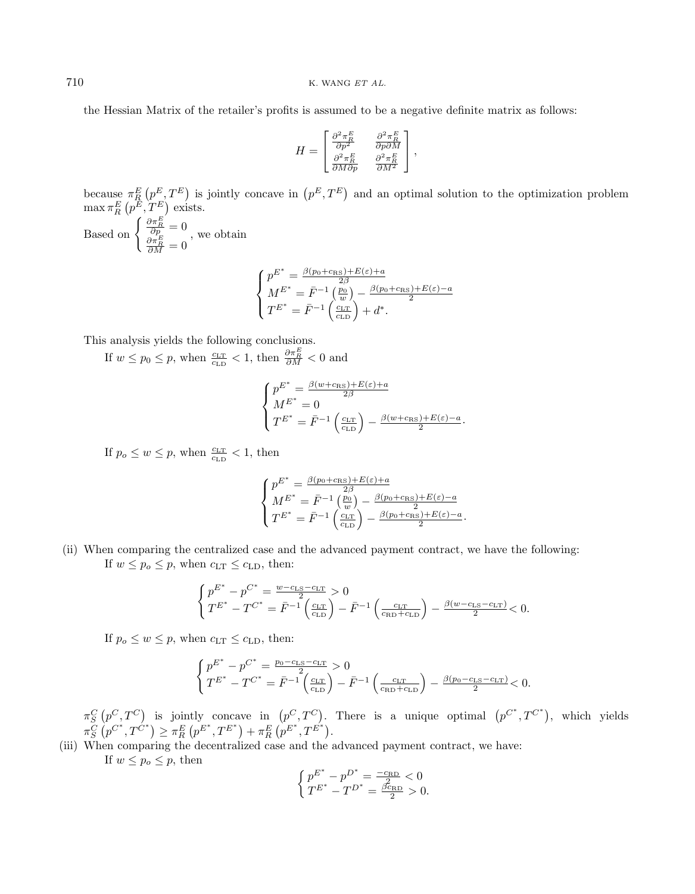the Hessian Matrix of the retailer's profits is assumed to be a negative definite matrix as follows:

$$
H = \begin{bmatrix} \frac{\partial^2 \pi_R^E}{\partial p^2} & \frac{\partial^2 \pi_R^E}{\partial p \partial M} \\ \frac{\partial^2 \pi_R^E}{\partial M \partial p} & \frac{\partial^2 \pi_R^E}{\partial M^2} \end{bmatrix},
$$

because $\pi_R^E\left(p^E, T^E\right)$ is jointly concave in $\left(p^E, T^E\right)$ and an optimal solution to the optimization problem $\max \pi_R^E\left(p^E, T^E\right)$ exists.

Based on $\begin{cases} \frac{\partial \pi_R^E}{\partial p} = 0 \\ \frac{\partial \pi_R^E}{\partial M} = 0 \end{cases}$, we obtain

$$
\begin{cases} p^{E^*} = \frac{\beta(p_0 + c_{\mathrm{RS}}) + E(\varepsilon) + a}{2\beta} \\ M^{E^*} = \bar{F}^{-1}\left(\frac{p_0}{w}\right) - \frac{\beta(p_0 + c_{\mathrm{RS}}) + E(\varepsilon) - a}{2} \\ T^{E^*} = \bar{F}^{-1}\left(\frac{c_{\mathrm{LT}}}{c_{\mathrm{LD}}}\right) + d^*. \end{cases}
$$

This analysis yields the following conclusions.

If $w \leq p_0 \leq p$, when $\frac{c_{\mathrm{LT}}}{c_{\mathrm{LD}}} < 1$, then $\frac{\partial \pi_R^E}{\partial M} < 0$ and

$$
\begin{cases} p^{E^*} = \frac{\beta(w + c_{\mathrm{RS}}) + E(\varepsilon) + a}{2\beta} \\ M^{E^*} = 0 \\ T^{E^*} = \bar{F}^{-1}\left(\frac{c_{\mathrm{LT}}}{c_{\mathrm{LD}}}\right) - \frac{\beta(w + c_{\mathrm{RS}}) + E(\varepsilon) - a}{2}. \end{cases}
$$

If $p_o \leq w \leq p$, when $\frac{c_{\mathrm{LT}}}{c_{\mathrm{LD}}} < 1$, then

$$
\begin{cases} p^{E^*} = \frac{\beta(p_0 + c_{\mathrm{RS}}) + E(\varepsilon) + a}{2\beta} \\ M^{E^*} = \bar{F}^{-1}\left(\frac{p_0}{w}\right) - \frac{\beta(p_0 + c_{\mathrm{RS}}) + E(\varepsilon) - a}{2} \\ T^{E^*} = \bar{F}^{-1}\left(\frac{c_{\mathrm{LT}}}{c_{\mathrm{LD}}}\right) - \frac{\beta(p_0 + c_{\mathrm{RS}}) + E(\varepsilon) - a}{2}. \end{cases}
$$

(ii) When comparing the centralized case and the advanced payment contract, we have the following:

If $w \leq p_o \leq p$, when $c_{\mathrm{LT}} \leq c_{\mathrm{LD}}$, then:

$$
\begin{cases} p^{E^*} - p^{C^*} = \frac{w - c_{\mathrm{LS}} - c_{\mathrm{LT}}}{2} > 0 \\ T^{E^*} - T^{C^*} = \bar{F}^{-1}\left(\frac{c_{\mathrm{LT}}}{c_{\mathrm{LD}}}\right) - \bar{F}^{-1}\left(\frac{c_{\mathrm{LT}}}{c_{\mathrm{RD}} + c_{\mathrm{LD}}}\right) - \frac{\beta(w - c_{\mathrm{LS}} - c_{\mathrm{LT}})}{2} < 0. \end{cases}
$$

If $p_o \leq w \leq p$, when $c_{\mathrm{LT}} \leq c_{\mathrm{LD}}$, then:

$$
\begin{cases} p^{E^*} - p^{C^*} = \frac{p_0 - c_{\mathrm{LS}} - c_{\mathrm{LT}}}{2} > 0 \\ T^{E^*} - T^{C^*} = \bar{F}^{-1}\left(\frac{c_{\mathrm{LT}}}{c_{\mathrm{LD}}}\right) - \bar{F}^{-1}\left(\frac{c_{\mathrm{LT}}}{c_{\mathrm{RD}} + c_{\mathrm{LD}}}\right) - \frac{\beta(p_0 - c_{\mathrm{LS}} - c_{\mathrm{LT}})}{2} < 0. \end{cases}
$$

$\pi_S^C\left(p^C, T^C\right)$ is jointly concave in $\left(p^C, T^C\right)$. There is a unique optimal $\left(p^{C^*}, T^{C^*}\right)$, which yields $\pi_S^C\left(p^{C^*}, T^{C^*}\right) \geq \pi_R^E\left(p^{E^*}, T^{E^*}\right) + \pi_R^E\left(p^{E^*}, T^{E^*}\right)$.

(iii) When comparing the decentralized case and the advanced payment contract, we have:

If $w \leq p_o \leq p$, then

$$
\begin{cases} p^{E^*} - p^{D^*} = \frac{-c_{\mathrm{RD}}}{2} < 0 \\ T^{E^*} - T^{D^*} = \frac{\beta c_{\mathrm{RD}}}{2} > 0. \end{cases}
$$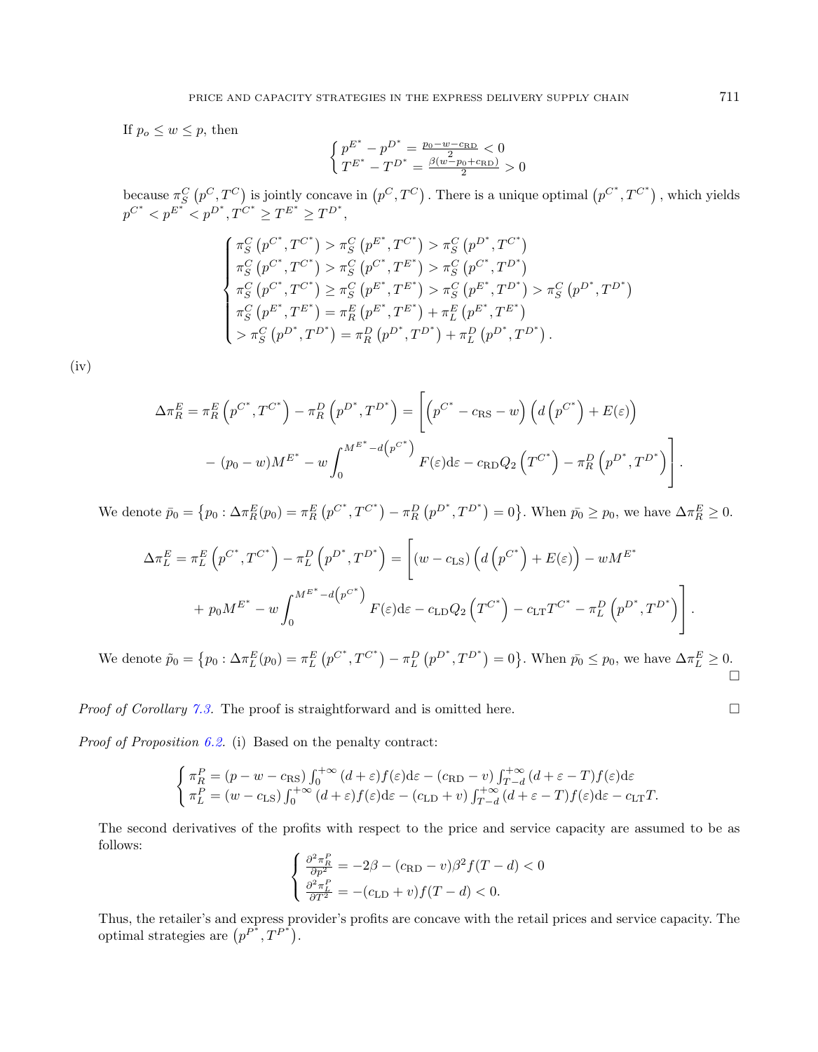If $p_o \leq w \leq p$, then

$$\begin{cases} p^{E^*} - p^{D^*} = \frac{p_0 - w - c_{\mathrm{RD}}}{2} < 0 \\ T^{E^*} - T^{D^*} = \frac{\beta(w - p_0 + c_{\mathrm{RD}})}{2} > 0 \end{cases}$$

because $\pi_S^C\left(p^C, T^C\right)$ is jointly concave in $\left(p^C, T^C\right)$. There is a unique optimal $\left(p^{C^*}, T^{C^*}\right)$, which yields $p^{C^*} < p^{E^*} < p^{D^*}, T^{C^*} \geq T^{E^*} \geq T^{D^*}$,

$$\begin{cases} \pi_S^C\left(p^{C^*}, T^{C^*}\right) > \pi_S^C\left(p^{E^*}, T^{C^*}\right) > \pi_S^C\left(p^{D^*}, T^{C^*}\right) \\ \pi_S^C\left(p^{C^*}, T^{C^*}\right) > \pi_S^C\left(p^{C^*}, T^{E^*}\right) > \pi_S^C\left(p^{C^*}, T^{D^*}\right) \\ \pi_S^C\left(p^{C^*}, T^{C^*}\right) \geq \pi_S^C\left(p^{E^*}, T^{E^*}\right) > \pi_S^C\left(p^{E^*}, T^{D^*}\right) > \pi_S^C\left(p^{D^*}, T^{D^*}\right) \\ \pi_S^C\left(p^{E^*}, T^{E^*}\right) = \pi_R^E\left(p^{E^*}, T^{E^*}\right) + \pi_L^E\left(p^{E^*}, T^{E^*}\right) \\ > \pi_S^C\left(p^{D^*}, T^{D^*}\right) = \pi_R^D\left(p^{D^*}, T^{D^*}\right) + \pi_L^D\left(p^{D^*}, T^{D^*}\right). \end{cases}$$

(iv)

$$\Delta\pi_R^E = \pi_R^E\left(p^{C^*}, T^{C^*}\right) - \pi_R^D\left(p^{D^*}, T^{D^*}\right) = \Bigg[\left(p^{C^*} - c_{\mathrm{RS}} - w\right)\left(d\left(p^{C^*}\right) + E(\varepsilon)\right)$$

$$- (p_0 - w)M^{E^*} - w\int_0^{M^{E^*} - d\left(p^{C^*}\right)} F(\varepsilon)\mathrm{d}\varepsilon - c_{\mathrm{RD}}Q_2\left(T^{C^*}\right) - \pi_R^D\left(p^{D^*}, T^{D^*}\right)\Bigg].$$

We denote $\bar{p_0} = \left\{p_0 : \Delta\pi_R^E(p_0) = \pi_R^E\left(p^{C^*}, T^{C^*}\right) - \pi_R^D\left(p^{D^*}, T^{D^*}\right) = 0\right\}$. When $\bar{p_0} \geq p_0$, we have $\Delta\pi_R^E \geq 0$.

$$\Delta\pi_L^E = \pi_L^E\left(p^{C^*}, T^{C^*}\right) - \pi_L^D\left(p^{D^*}, T^{D^*}\right) = \Bigg[(w - c_{\mathrm{LS}})\left(d\left(p^{C^*}\right) + E(\varepsilon)\right) - wM^{E^*}$$

$$+ p_0 M^{E^*} - w\int_0^{M^{E^*} - d\left(p^{C^*}\right)} F(\varepsilon)\mathrm{d}\varepsilon - c_{\mathrm{LD}}Q_2\left(T^{C^*}\right) - c_{\mathrm{LT}}T^{C^*} - \pi_L^D\left(p^{D^*}, T^{D^*}\right)\Bigg].$$

We denote $\tilde{p}_0 = \left\{p_0 : \Delta\pi_L^E(p_0) = \pi_L^E\left(p^{C^*}, T^{C^*}\right) - \pi_L^D\left(p^{D^*}, T^{D^*}\right) = 0\right\}$. When $\bar{p_0} \leq p_0$, we have $\Delta\pi_L^E \geq 0$. □

*Proof of Corollary 7.3.* The proof is straightforward and is omitted here. □

*Proof of Proposition 6.2.* (i) Based on the penalty contract:

$$\begin{cases} \pi_R^P = (p - w - c_{\mathrm{RS}})\int_0^{+\infty}(d + \varepsilon)f(\varepsilon)\mathrm{d}\varepsilon - (c_{\mathrm{RD}} - v)\int_{T-d}^{+\infty}(d + \varepsilon - T)f(\varepsilon)\mathrm{d}\varepsilon \\ \pi_L^P = (w - c_{\mathrm{LS}})\int_0^{+\infty}(d + \varepsilon)f(\varepsilon)\mathrm{d}\varepsilon - (c_{\mathrm{LD}} + v)\int_{T-d}^{+\infty}(d + \varepsilon - T)f(\varepsilon)\mathrm{d}\varepsilon - c_{\mathrm{LT}}T. \end{cases}$$

The second derivatives of the profits with respect to the price and service capacity are assumed to be as follows:

$$\begin{cases} \frac{\partial^2 \pi_R^P}{\partial p^2} = -2\beta - (c_{\mathrm{RD}} - v)\beta^2 f(T - d) < 0 \\ \frac{\partial^2 \pi_L^P}{\partial T^2} = -(c_{\mathrm{LD}} + v)f(T - d) < 0. \end{cases}$$

Thus, the retailer's and express provider's profits are concave with the retail prices and service capacity. The optimal strategies are $\left(p^{P^*}, T^{P^*}\right)$.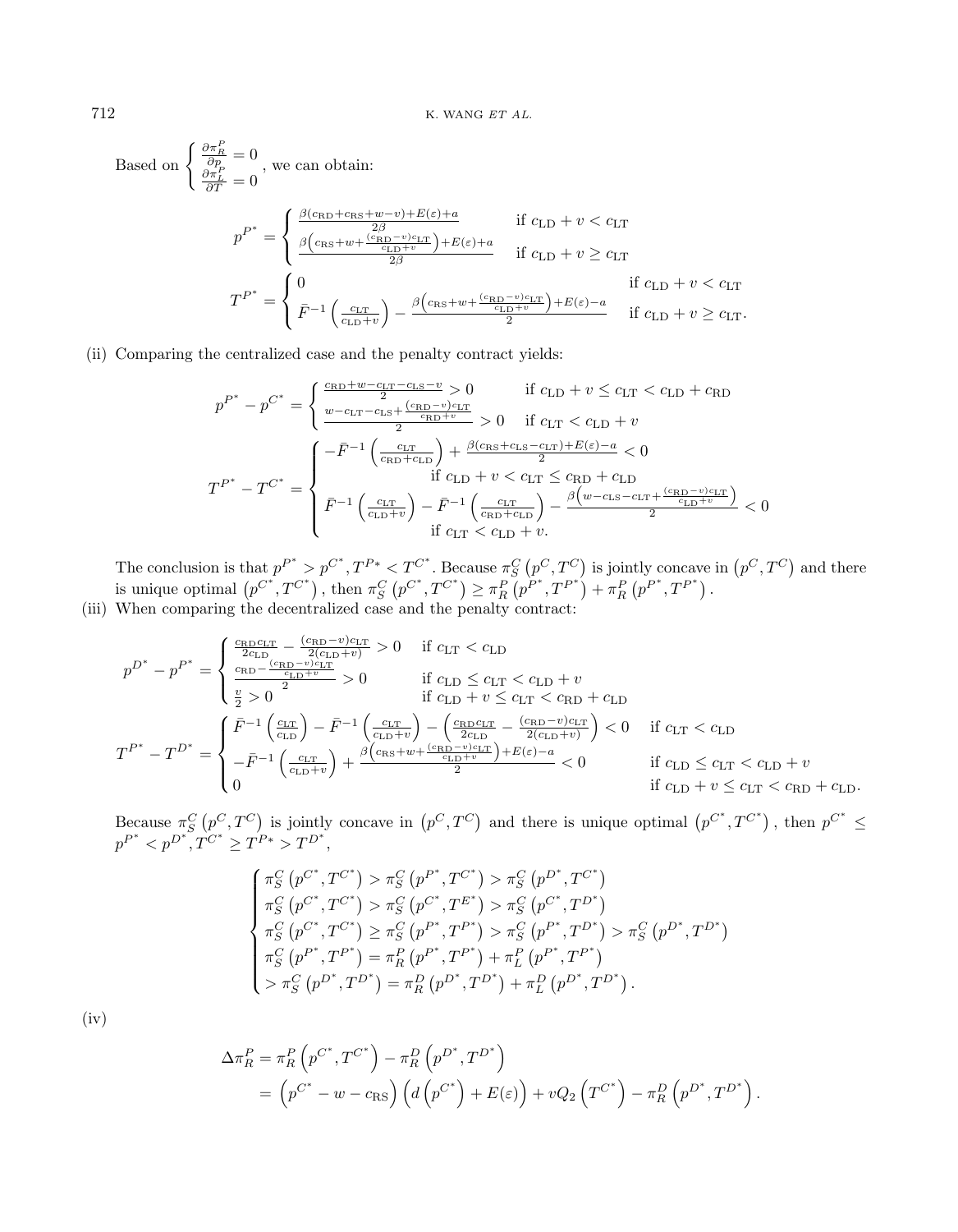Based on $\begin{cases} \frac{\partial \pi_R^P}{\partial p_P} = 0 \\ \frac{\partial \pi_L^P}{\partial T} = 0 \end{cases}$, we can obtain:

$$p^{P^*} = \begin{cases} \frac{\beta(c_{\mathrm{RD}}+c_{\mathrm{RS}}+w-v)+E(\varepsilon)+a}{2\beta} & \text{if } c_{\mathrm{LD}}+v<c_{\mathrm{LT}} \\ \frac{\beta\left(c_{\mathrm{RS}}+w+\frac{(c_{\mathrm{RD}}-v)c_{\mathrm{LT}}}{c_{\mathrm{LD}}+v}\right)+E(\varepsilon)+a}{2\beta} & \text{if } c_{\mathrm{LD}}+v \geq c_{\mathrm{LT}} \end{cases}$$

$$T^{P^*} = \begin{cases} 0 & \text{if } c_{\mathrm{LD}}+v<c_{\mathrm{LT}} \\ \bar{F}^{-1}\left(\frac{c_{\mathrm{LT}}}{c_{\mathrm{LD}}+v}\right) - \frac{\beta\left(c_{\mathrm{RS}}+w+\frac{(c_{\mathrm{RD}}-v)c_{\mathrm{LT}}}{c_{\mathrm{LD}}+v}\right)+E(\varepsilon)-a}{2} & \text{if } c_{\mathrm{LD}}+v \geq c_{\mathrm{LT}}. \end{cases}$$

(ii) Comparing the centralized case and the penalty contract yields:

$$p^{P^*} - p^{C^*} = \begin{cases} \frac{c_{\mathrm{RD}}+w-c_{\mathrm{LT}}-c_{\mathrm{LS}}-v}{2} > 0 & \text{if } c_{\mathrm{LD}}+v \leq c_{\mathrm{LT}} < c_{\mathrm{LD}}+c_{\mathrm{RD}} \\ \frac{w-c_{\mathrm{LT}}-c_{\mathrm{LS}}+\frac{(c_{\mathrm{RD}}-v)c_{\mathrm{LT}}}{c_{\mathrm{RD}}+v}}{2} > 0 & \text{if } c_{\mathrm{LT}} < c_{\mathrm{LD}}+v \end{cases}$$

$$T^{P^*} - T^{C^*} = \begin{cases} -\bar{F}^{-1}\left(\frac{c_{\mathrm{LT}}}{c_{\mathrm{RD}}+c_{\mathrm{LD}}}\right) + \frac{\beta(c_{\mathrm{RS}}+c_{\mathrm{LS}}-c_{\mathrm{LT}})+E(\varepsilon)-a}{2} < 0 \\ \qquad \text{if } c_{\mathrm{LD}}+v < c_{\mathrm{LT}} \leq c_{\mathrm{RD}}+c_{\mathrm{LD}} \\ \bar{F}^{-1}\left(\frac{c_{\mathrm{LT}}}{c_{\mathrm{LD}}+v}\right) - \bar{F}^{-1}\left(\frac{c_{\mathrm{LT}}}{c_{\mathrm{RD}}+c_{\mathrm{LD}}}\right) - \frac{\beta\left(w-c_{\mathrm{LS}}-c_{\mathrm{LT}}+\frac{(c_{\mathrm{RD}}-v)c_{\mathrm{LT}}}{c_{\mathrm{LD}}+v}\right)}{2} < 0 \\ \qquad \text{if } c_{\mathrm{LT}} < c_{\mathrm{LD}}+v. \end{cases}$$

The conclusion is that $p^{P^*} > p^{C^*}, T^{P*} < T^{C^*}$. Because $\pi_S^C\left(p^C, T^C\right)$ is jointly concave in $\left(p^C, T^C\right)$ and there is unique optimal $\left(p^{C^*}, T^{C^*}\right)$, then $\pi_S^C\left(p^{C^*}, T^{C^*}\right) \geq \pi_R^P\left(p^{P^*}, T^{P^*}\right) + \pi_R^P\left(p^{P^*}, T^{P^*}\right)$.

(iii) When comparing the decentralized case and the penalty contract:

$$p^{D^*} - p^{P^*} = \begin{cases} \frac{c_{\mathrm{RD}}c_{\mathrm{LT}}}{2c_{\mathrm{LD}}} - \frac{(c_{\mathrm{RD}}-v)c_{\mathrm{LT}}}{2(c_{\mathrm{LD}}+v)} > 0 & \text{if } c_{\mathrm{LT}} < c_{\mathrm{LD}} \\ \frac{c_{\mathrm{RD}}-\frac{(c_{\mathrm{RD}}-v)c_{\mathrm{LT}}}{c_{\mathrm{LD}}+v}}{2} > 0 & \text{if } c_{\mathrm{LD}} \leq c_{\mathrm{LT}} < c_{\mathrm{LD}}+v \\ \frac{v}{2} > 0 & \text{if } c_{\mathrm{LD}}+v \leq c_{\mathrm{LT}} < c_{\mathrm{RD}}+c_{\mathrm{LD}} \end{cases}$$

$$T^{P^*} - T^{D^*} = \begin{cases} \bar{F}^{-1}\left(\frac{c_{\mathrm{LT}}}{c_{\mathrm{LD}}}\right) - \bar{F}^{-1}\left(\frac{c_{\mathrm{LT}}}{c_{\mathrm{LD}}+v}\right) - \left(\frac{c_{\mathrm{RD}}c_{\mathrm{LT}}}{2c_{\mathrm{LD}}} - \frac{(c_{\mathrm{RD}}-v)c_{\mathrm{LT}}}{2(c_{\mathrm{LD}}+v)}\right) < 0 & \text{if } c_{\mathrm{LT}} < c_{\mathrm{LD}} \\ -\bar{F}^{-1}\left(\frac{c_{\mathrm{LT}}}{c_{\mathrm{LD}}+v}\right) + \frac{\beta\left(c_{\mathrm{RS}}+w+\frac{(c_{\mathrm{RD}}-v)c_{\mathrm{LT}}}{c_{\mathrm{LD}}+v}\right)+E(\varepsilon)-a}{2} < 0 & \text{if } c_{\mathrm{LD}} \leq c_{\mathrm{LT}} < c_{\mathrm{LD}}+v \\ 0 & \text{if } c_{\mathrm{LD}}+v \leq c_{\mathrm{LT}} < c_{\mathrm{RD}}+c_{\mathrm{LD}}. \end{cases}$$

Because $\pi_S^C\left(p^C, T^C\right)$ is jointly concave in $\left(p^C, T^C\right)$ and there is unique optimal $\left(p^{C^*}, T^{C^*}\right)$, then $p^{C^*} \leq p^{P^*} < p^{D^*}, T^{C^*} \geq T^{P*} > T^{D^*}$,

$$\begin{cases} \pi_S^C\left(p^{C^*}, T^{C^*}\right) > \pi_S^C\left(p^{P^*}, T^{C^*}\right) > \pi_S^C\left(p^{D^*}, T^{C^*}\right) \\ \pi_S^C\left(p^{C^*}, T^{C^*}\right) > \pi_S^C\left(p^{C^*}, T^{E^*}\right) > \pi_S^C\left(p^{C^*}, T^{D^*}\right) \\ \pi_S^C\left(p^{C^*}, T^{C^*}\right) \geq \pi_S^C\left(p^{P^*}, T^{P^*}\right) > \pi_S^C\left(p^{P^*}, T^{D^*}\right) > \pi_S^C\left(p^{D^*}, T^{D^*}\right) \\ \pi_S^C\left(p^{P^*}, T^{P^*}\right) = \pi_R^P\left(p^{P^*}, T^{P^*}\right) + \pi_L^P\left(p^{P^*}, T^{P^*}\right) \\ > \pi_S^C\left(p^{D^*}, T^{D^*}\right) = \pi_R^D\left(p^{D^*}, T^{D^*}\right) + \pi_L^D\left(p^{D^*}, T^{D^*}\right). \end{cases}$$

(iv)

$$\begin{aligned} \Delta\pi_R^P &= \pi_R^P\left(p^{C^*}, T^{C^*}\right) - \pi_R^D\left(p^{D^*}, T^{D^*}\right) \\ &= \left(p^{C^*} - w - c_{\mathrm{RS}}\right)\left(d\left(p^{C^*}\right) + E(\varepsilon)\right) + vQ_2\left(T^{C^*}\right) - \pi_R^D\left(p^{D^*}, T^{D^*}\right). \end{aligned}$$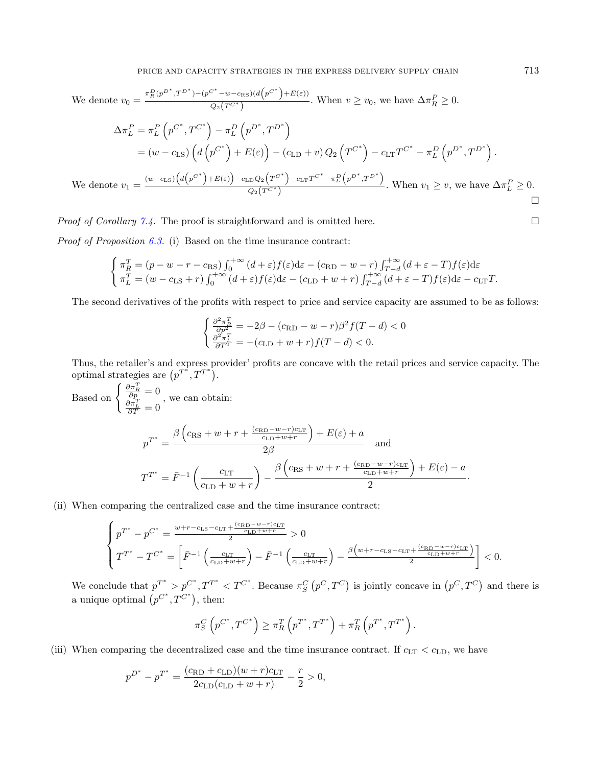We denote $v_0 = \frac{\pi_R^D(p^{D^*},T^{D^*})-(p^{C^*}-w-c_{\mathrm{RS}})(d(p^{C^*})+E(\varepsilon))}{Q_2(T^{C^*})}$. When $v \geq v_0$, we have $\Delta\pi_R^P \geq 0$.

$$
\begin{aligned}
\Delta\pi_L^P &= \pi_L^P\left(p^{C^*},T^{C^*}\right) - \pi_L^D\left(p^{D^*},T^{D^*}\right) \\
&= (w-c_{\mathrm{LS}})\left(d\left(p^{C^*}\right)+E(\varepsilon)\right) - (c_{\mathrm{LD}}+v)\,Q_2\left(T^{C^*}\right) - c_{\mathrm{LT}}T^{C^*} - \pi_L^D\left(p^{D^*},T^{D^*}\right).
\end{aligned}
$$

We denote $v_1 = \frac{(w-c_{\mathrm{LS}})\left(d\left(p^{C^*}\right)+E(\varepsilon)\right)-c_{\mathrm{LD}}Q_2\left(T^{C^*}\right)-c_{\mathrm{LT}}T^{C^*}-\pi_L^D\left(p^{D^*},T^{D^*}\right)}{Q_2\left(T^{C^*}\right)}$. When $v_1 \geq v$, we have $\Delta\pi_L^P \geq 0$. □

*Proof of Corollary 7.4.* The proof is straightforward and is omitted here. □

*Proof of Proposition 6.3.* (i) Based on the time insurance contract:

$$
\begin{cases}
\pi_R^T = (p-w-r-c_{\mathrm{RS}})\int_0^{+\infty}(d+\varepsilon)f(\varepsilon)\mathrm{d}\varepsilon - (c_{\mathrm{RD}}-w-r)\int_{T-d}^{+\infty}(d+\varepsilon-T)f(\varepsilon)\mathrm{d}\varepsilon \\
\pi_L^T = (w-c_{\mathrm{LS}}+r)\int_0^{+\infty}(d+\varepsilon)f(\varepsilon)\mathrm{d}\varepsilon - (c_{\mathrm{LD}}+w+r)\int_{T-d}^{+\infty}(d+\varepsilon-T)f(\varepsilon)\mathrm{d}\varepsilon - c_{\mathrm{LT}}T.
\end{cases}
$$

The second derivatives of the profits with respect to price and service capacity are assumed to be as follows:

$$
\begin{cases}
\frac{\partial^2\pi_R^T}{\partial p^2} = -2\beta - (c_{\mathrm{RD}}-w-r)\beta^2 f(T-d) < 0 \\
\frac{\partial^2\pi_L^T}{\partial T^2} = -(c_{\mathrm{LD}}+w+r)f(T-d) < 0.
\end{cases}
$$

Thus, the retailer's and express provider' profits are concave with the retail prices and service capacity. The optimal strategies are $\left(p^{T^*},T^{T^*}\right)$.

Based on $\begin{cases} \frac{\partial\pi_R^T}{\partial p}=0 \\ \frac{\partial\pi_L^T}{\partial T}=0 \end{cases}$, we can obtain:

$$
p^{T^*} = \frac{\beta\left(c_{\mathrm{RS}}+w+r+\frac{(c_{\mathrm{RD}}-w-r)c_{\mathrm{LT}}}{c_{\mathrm{LD}}+w+r}\right)+E(\varepsilon)+a}{2\beta} \quad \text{and}
$$

$$
T^{T^*} = \bar{F}^{-1}\left(\frac{c_{\mathrm{LT}}}{c_{\mathrm{LD}}+w+r}\right) - \frac{\beta\left(c_{\mathrm{RS}}+w+r+\frac{(c_{\mathrm{RD}}-w-r)c_{\mathrm{LT}}}{c_{\mathrm{LD}}+w+r}\right)+E(\varepsilon)-a}{2}.
$$

(ii) When comparing the centralized case and the time insurance contract:

$$
\begin{cases}
p^{T^*}-p^{C^*} = \frac{w+r-c_{\mathrm{LS}}-c_{\mathrm{LT}}+\frac{(c_{\mathrm{RD}}-w-r)c_{\mathrm{LT}}}{c_{\mathrm{LD}}+w+r}}{2} > 0 \\
T^{T^*}-T^{C^*} = \left[\bar{F}^{-1}\left(\frac{c_{\mathrm{LT}}}{c_{\mathrm{LD}}+w+r}\right) - \bar{F}^{-1}\left(\frac{c_{\mathrm{LT}}}{c_{\mathrm{LD}}+w+r}\right) - \frac{\beta\left(w+r-c_{\mathrm{LS}}-c_{\mathrm{LT}}+\frac{(c_{\mathrm{RD}}-w-r)c_{\mathrm{LT}}}{c_{\mathrm{LD}}+w+r}\right)}{2}\right] < 0.
\end{cases}
$$

We conclude that $p^{T^*} > p^{C^*}, T^{T^*} < T^{C^*}$. Because $\pi_S^C\left(p^C,T^C\right)$ is jointly concave in $\left(p^C,T^C\right)$ and there is a unique optimal $\left(p^{C^*},T^{C^*}\right)$, then:

$$
\pi_S^C\left(p^{C^*},T^{C^*}\right) \geq \pi_R^T\left(p^{T^*},T^{T^*}\right) + \pi_R^T\left(p^{T^*},T^{T^*}\right).
$$

(iii) When comparing the decentralized case and the time insurance contract. If $c_{\mathrm{LT}} < c_{\mathrm{LD}}$, we have

$$
p^{D^*}-p^{T^*} = \frac{(c_{\mathrm{RD}}+c_{\mathrm{LD}})(w+r)c_{\mathrm{LT}}}{2c_{\mathrm{LD}}(c_{\mathrm{LD}}+w+r)} - \frac{r}{2} > 0,
$$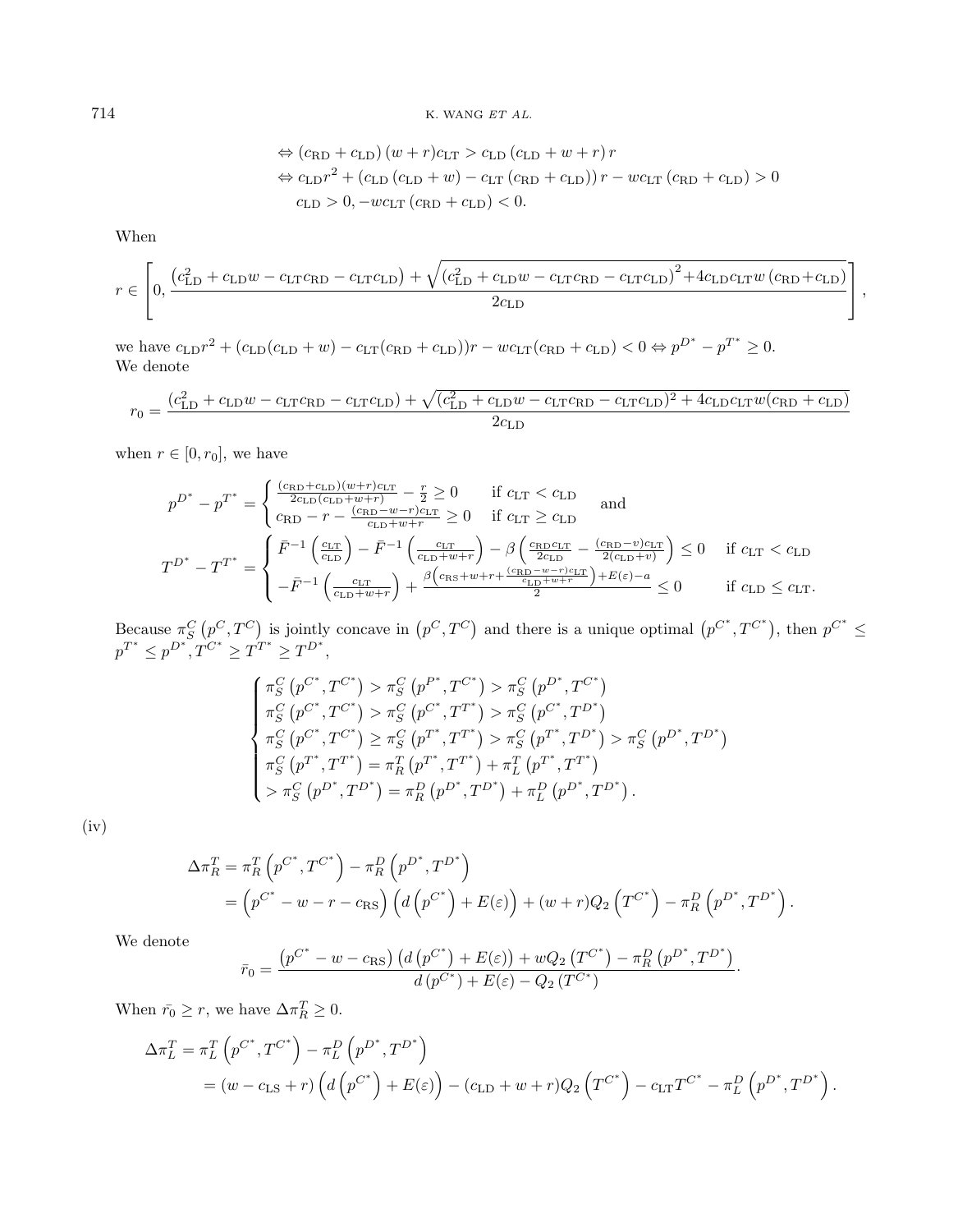$$\Leftrightarrow \left(c_{\mathrm{RD}}+c_{\mathrm{LD}}\right)(w+r)c_{\mathrm{LT}} > c_{\mathrm{LD}}\left(c_{\mathrm{LD}}+w+r\right)r$$
$$\Leftrightarrow c_{\mathrm{LD}}r^2+\left(c_{\mathrm{LD}}\left(c_{\mathrm{LD}}+w\right)-c_{\mathrm{LT}}\left(c_{\mathrm{RD}}+c_{\mathrm{LD}}\right)\right)r - wc_{\mathrm{LT}}\left(c_{\mathrm{RD}}+c_{\mathrm{LD}}\right)>0$$
$$c_{\mathrm{LD}}>0, -wc_{\mathrm{LT}}\left(c_{\mathrm{RD}}+c_{\mathrm{LD}}\right)<0.$$

When

$$r\in\left[0,\frac{\left(c_{\mathrm{LD}}^2+c_{\mathrm{LD}}w-c_{\mathrm{LT}}c_{\mathrm{RD}}-c_{\mathrm{LT}}c_{\mathrm{LD}}\right)+\sqrt{\left(c_{\mathrm{LD}}^2+c_{\mathrm{LD}}w-c_{\mathrm{LT}}c_{\mathrm{RD}}-c_{\mathrm{LT}}c_{\mathrm{LD}}\right)^2+4c_{\mathrm{LD}}c_{\mathrm{LT}}w\left(c_{\mathrm{RD}}+c_{\mathrm{LD}}\right)}}{2c_{\mathrm{LD}}}\right],$$

we have $c_{\mathrm{LD}}r^2+(c_{\mathrm{LD}}(c_{\mathrm{LD}}+w)-c_{\mathrm{LT}}(c_{\mathrm{RD}}+c_{\mathrm{LD}}))r-wc_{\mathrm{LT}}(c_{\mathrm{RD}}+c_{\mathrm{LD}})<0 \Leftrightarrow p^{D^*}-p^{T^*}\geq 0$.
We denote

$$r_0=\frac{(c_{\mathrm{LD}}^2+c_{\mathrm{LD}}w-c_{\mathrm{LT}}c_{\mathrm{RD}}-c_{\mathrm{LT}}c_{\mathrm{LD}})+\sqrt{(c_{\mathrm{LD}}^2+c_{\mathrm{LD}}w-c_{\mathrm{LT}}c_{\mathrm{RD}}-c_{\mathrm{LT}}c_{\mathrm{LD}})^2+4c_{\mathrm{LD}}c_{\mathrm{LT}}w(c_{\mathrm{RD}}+c_{\mathrm{LD}})}}{2c_{\mathrm{LD}}}$$

when $r\in[0,r_0]$, we have

$$p^{D^*}-p^{T^*}=\begin{cases}\frac{(c_{\mathrm{RD}}+c_{\mathrm{LD}})(w+r)c_{\mathrm{LT}}}{2c_{\mathrm{LD}}(c_{\mathrm{LD}}+w+r)}-\frac{r}{2}\geq 0 & \text{if } c_{\mathrm{LT}}<c_{\mathrm{LD}}\\ c_{\mathrm{RD}}-r-\frac{(c_{\mathrm{RD}}-w-r)c_{\mathrm{LT}}}{c_{\mathrm{LD}}+w+r}\geq 0 & \text{if } c_{\mathrm{LT}}\geq c_{\mathrm{LD}}\end{cases}\quad\text{and}$$

$$T^{D^*}-T^{T^*}=\begin{cases}\bar{F}^{-1}\left(\frac{c_{\mathrm{LT}}}{c_{\mathrm{LD}}}\right)-\bar{F}^{-1}\left(\frac{c_{\mathrm{LT}}}{c_{\mathrm{LD}}+w+r}\right)-\beta\left(\frac{c_{\mathrm{RD}}c_{\mathrm{LT}}}{2c_{\mathrm{LD}}}-\frac{(c_{\mathrm{RD}}-v)c_{\mathrm{LT}}}{2(c_{\mathrm{LD}}+v)}\right)\leq 0 & \text{if } c_{\mathrm{LT}}<c_{\mathrm{LD}}\\ -\bar{F}^{-1}\left(\frac{c_{\mathrm{LT}}}{c_{\mathrm{LD}}+w+r}\right)+\frac{\beta\left(c_{\mathrm{RS}}+w+r+\frac{(c_{\mathrm{RD}}-w-r)c_{\mathrm{LT}}}{c_{\mathrm{LD}}+w+r}\right)+E(\varepsilon)-a}{2}\leq 0 & \text{if } c_{\mathrm{LD}}\leq c_{\mathrm{LT}}.\end{cases}$$

Because $\pi_S^C\left(p^C,T^C\right)$ is jointly concave in $\left(p^C,T^C\right)$ and there is a unique optimal $\left(p^{C^*},T^{C^*}\right)$, then $p^{C^*}\leq p^{T^*}\leq p^{D^*}, T^{C^*}\geq T^{T^*}\geq T^{D^*}$,

$$\begin{cases}\pi_S^C\left(p^{C^*},T^{C^*}\right)>\pi_S^C\left(p^{P^*},T^{C^*}\right)>\pi_S^C\left(p^{D^*},T^{C^*}\right)\\ \pi_S^C\left(p^{C^*},T^{C^*}\right)>\pi_S^C\left(p^{C^*},T^{T^*}\right)>\pi_S^C\left(p^{C^*},T^{D^*}\right)\\ \pi_S^C\left(p^{C^*},T^{C^*}\right)\geq\pi_S^C\left(p^{T^*},T^{T^*}\right)>\pi_S^C\left(p^{T^*},T^{D^*}\right)>\pi_S^C\left(p^{D^*},T^{D^*}\right)\\ \pi_S^C\left(p^{T^*},T^{T^*}\right)=\pi_R^T\left(p^{T^*},T^{T^*}\right)+\pi_L^T\left(p^{T^*},T^{T^*}\right)\\ >\pi_S^C\left(p^{D^*},T^{D^*}\right)=\pi_R^D\left(p^{D^*},T^{D^*}\right)+\pi_L^D\left(p^{D^*},T^{D^*}\right).\end{cases}$$

(iv)

$$\begin{aligned}\Delta\pi_R^T&=\pi_R^T\left(p^{C^*},T^{C^*}\right)-\pi_R^D\left(p^{D^*},T^{D^*}\right)\\&=\left(p^{C^*}-w-r-c_{\mathrm{RS}}\right)\left(d\left(p^{C^*}\right)+E(\varepsilon)\right)+(w+r)Q_2\left(T^{C^*}\right)-\pi_R^D\left(p^{D^*},T^{D^*}\right).\end{aligned}$$

We denote

$$\bar{r_0}=\frac{\left(p^{C^*}-w-c_{\mathrm{RS}}\right)\left(d\left(p^{C^*}\right)+E(\varepsilon)\right)+wQ_2\left(T^{C^*}\right)-\pi_R^D\left(p^{D^*},T^{D^*}\right)}{d\left(p^{C^*}\right)+E(\varepsilon)-Q_2\left(T^{C^*}\right)}.$$

When $\bar{r_0}\geq r$, we have $\Delta\pi_R^T\geq 0$.

$$\begin{aligned}\Delta\pi_L^T&=\pi_L^T\left(p^{C^*},T^{C^*}\right)-\pi_L^D\left(p^{D^*},T^{D^*}\right)\\&=\left(w-c_{\mathrm{LS}}+r\right)\left(d\left(p^{C^*}\right)+E(\varepsilon)\right)-\left(c_{\mathrm{LD}}+w+r\right)Q_2\left(T^{C^*}\right)-c_{\mathrm{LT}}T^{C^*}-\pi_L^D\left(p^{D^*},T^{D^*}\right).\end{aligned}$$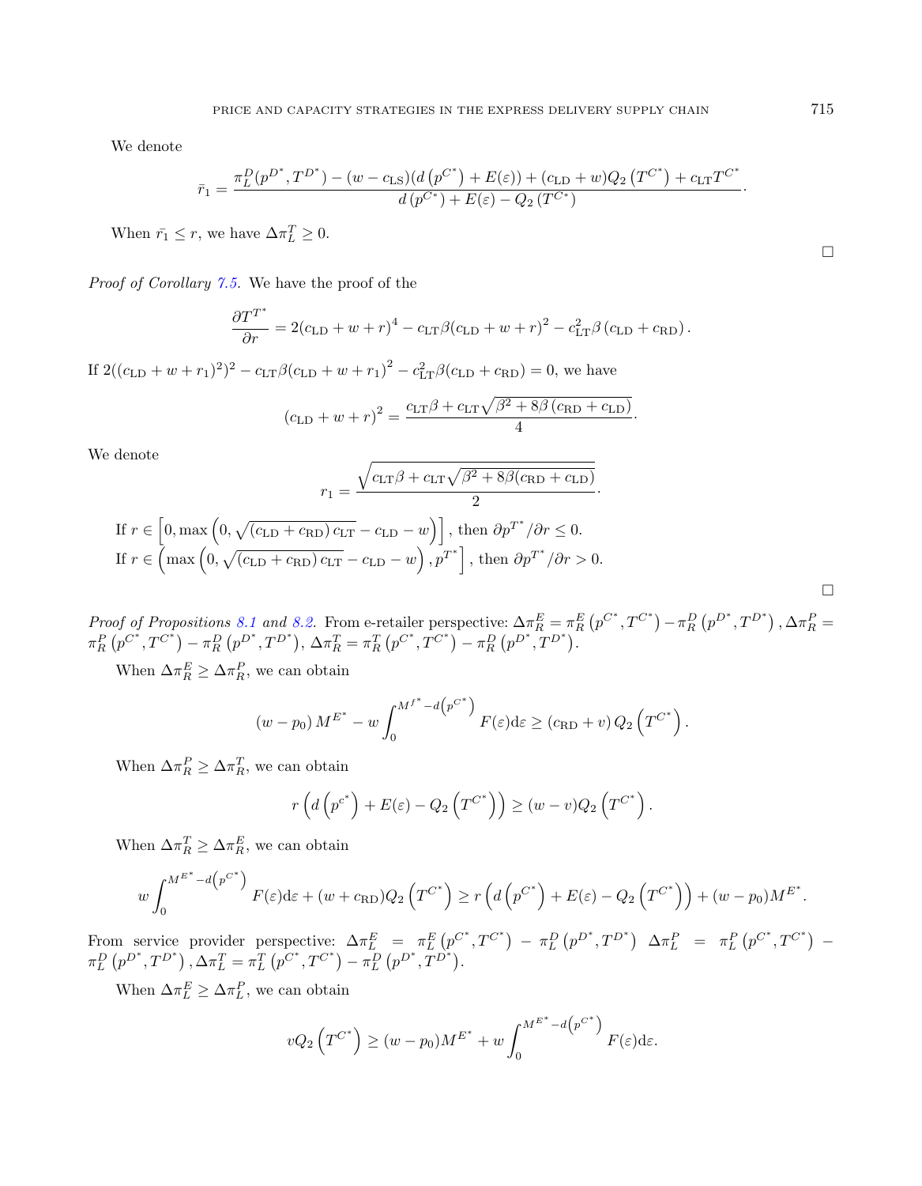We denote

$$\bar{r}_1 = \frac{\pi_L^D(p^{D^*}, T^{D^*}) - (w - c_{\mathrm{LS}})(d\left(p^{C^*}\right) + E(\varepsilon)) + (c_{\mathrm{LD}} + w)Q_2\left(T^{C^*}\right) + c_{\mathrm{LT}}T^{C^*}}{d\left(p^{C^*}\right) + E(\varepsilon) - Q_2\left(T^{C^*}\right)}.$$

When $\bar{r_1} \leq r$, we have $\Delta\pi_L^T \geq 0$.

$\square$

*Proof of Corollary 7.5.* We have the proof of the

$$\frac{\partial T^{T^*}}{\partial r} = 2(c_{\mathrm{LD}} + w + r)^4 - c_{\mathrm{LT}}\beta(c_{\mathrm{LD}} + w + r)^2 - c_{\mathrm{LT}}^2\beta\left(c_{\mathrm{LD}} + c_{\mathrm{RD}}\right).$$

If $2((c_{\mathrm{LD}} + w + r_1)^2)^2 - c_{\mathrm{LT}}\beta(c_{\mathrm{LD}} + w + r_1)^2 - c_{\mathrm{LT}}^2\beta(c_{\mathrm{LD}} + c_{\mathrm{RD}}) = 0$, we have

$$(c_{\mathrm{LD}} + w + r)^2 = \frac{c_{\mathrm{LT}}\beta + c_{\mathrm{LT}}\sqrt{\beta^2 + 8\beta\left(c_{\mathrm{RD}} + c_{\mathrm{LD}}\right)}}{4}.$$

We denote

$$r_1 = \frac{\sqrt{c_{\mathrm{LT}}\beta + c_{\mathrm{LT}}\sqrt{\beta^2 + 8\beta(c_{\mathrm{RD}} + c_{\mathrm{LD}})}}}{2}.$$

If $r \in \left[0, \max\left(0, \sqrt{\left(c_{\mathrm{LD}} + c_{\mathrm{RD}}\right)c_{\mathrm{LT}}} - c_{\mathrm{LD}} - w\right)\right]$, then $\partial p^{T^*}/\partial r \leq 0$.

If $r \in \left(\max\left(0, \sqrt{\left(c_{\mathrm{LD}} + c_{\mathrm{RD}}\right)c_{\mathrm{LT}}} - c_{\mathrm{LD}} - w\right), p^{T^*}\right]$, then $\partial p^{T^*}/\partial r > 0$.

$\square$

*Proof of Propositions 8.1 and 8.2.* From e-retailer perspective: $\Delta\pi_R^E = \pi_R^E\left(p^{C^*}, T^{C^*}\right) - \pi_R^D\left(p^{D^*}, T^{D^*}\right), \Delta\pi_R^P = \pi_R^P\left(p^{C^*}, T^{C^*}\right) - \pi_R^D\left(p^{D^*}, T^{D^*}\right)$, $\Delta\pi_R^T = \pi_R^T\left(p^{C^*}, T^{C^*}\right) - \pi_R^D\left(p^{D^*}, T^{D^*}\right)$.

When $\Delta\pi_R^E \geq \Delta\pi_R^P$, we can obtain

$$(w - p_0)M^{E^*} - w\int_0^{M^{f^*} - d\left(p^{C^*}\right)} F(\varepsilon)\mathrm{d}\varepsilon \geq (c_{\mathrm{RD}} + v)Q_2\left(T^{C^*}\right).$$

When $\Delta\pi_R^P \geq \Delta\pi_R^T$, we can obtain

$$r\left(d\left(p^{c^*}\right) + E(\varepsilon) - Q_2\left(T^{C^*}\right)\right) \geq (w - v)Q_2\left(T^{C^*}\right).$$

When $\Delta\pi_R^T \geq \Delta\pi_R^E$, we can obtain

$$w\int_0^{M^{E^*} - d\left(p^{C^*}\right)} F(\varepsilon)\mathrm{d}\varepsilon + (w + c_{\mathrm{RD}})Q_2\left(T^{C^*}\right) \geq r\left(d\left(p^{C^*}\right) + E(\varepsilon) - Q_2\left(T^{C^*}\right)\right) + (w - p_0)M^{E^*}.$$

From service provider perspective: $\Delta\pi_L^E = \pi_L^E\left(p^{C^*}, T^{C^*}\right) - \pi_L^D\left(p^{D^*}, T^{D^*}\right)$ $\Delta\pi_L^P = \pi_L^P\left(p^{C^*}, T^{C^*}\right) - \pi_L^D\left(p^{D^*}, T^{D^*}\right), \Delta\pi_L^T = \pi_L^T\left(p^{C^*}, T^{C^*}\right) - \pi_L^D\left(p^{D^*}, T^{D^*}\right)$.

When $\Delta\pi_L^E \geq \Delta\pi_L^P$, we can obtain

$$vQ_2\left(T^{C^*}\right) \geq (w - p_0)M^{E^*} + w\int_0^{M^{E^*} - d\left(p^{C^*}\right)} F(\varepsilon)\mathrm{d}\varepsilon.$$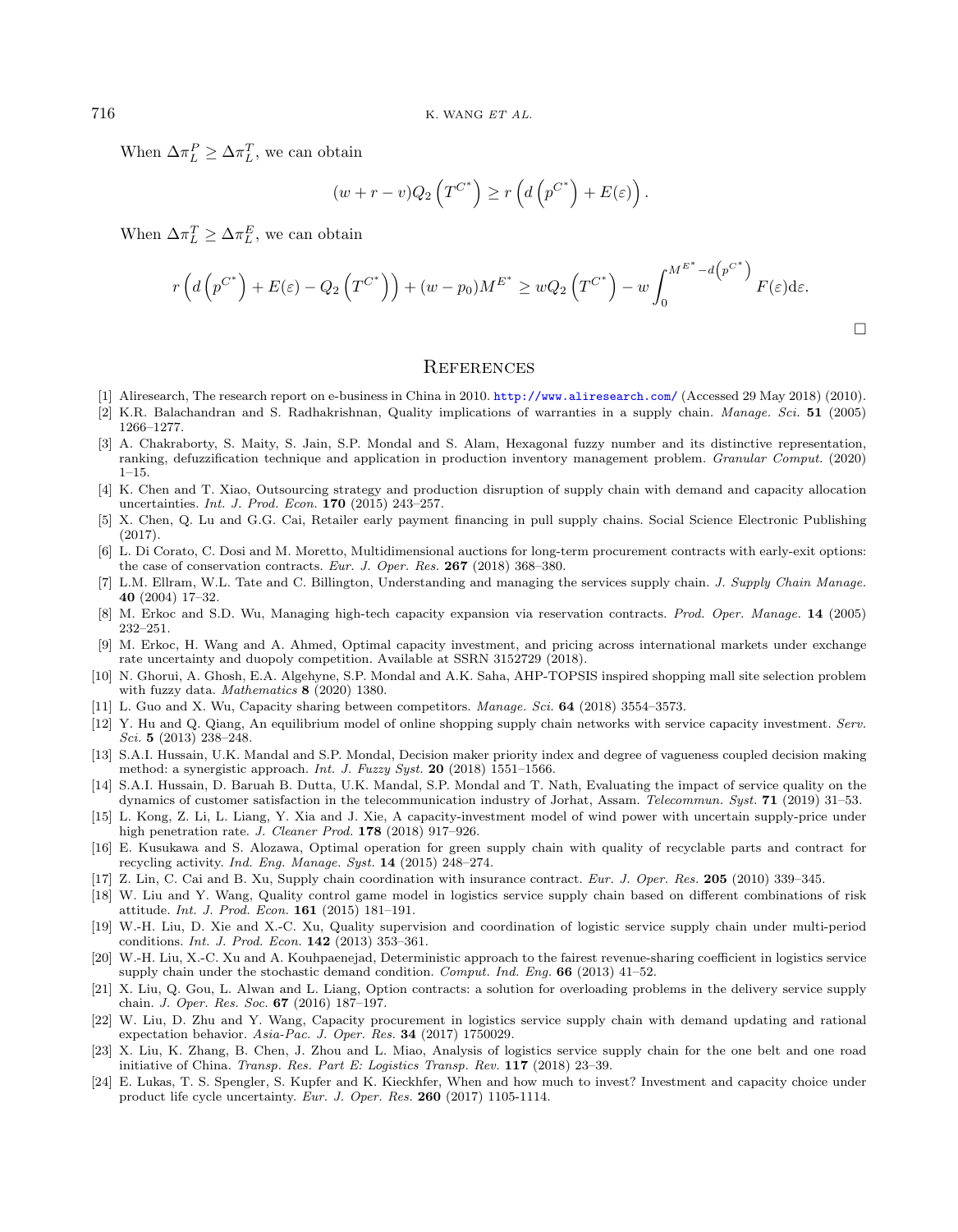When $\Delta \pi_L^P \geq \Delta \pi_L^T$, we can obtain

$$(w+r-v)Q_2\left(T^{C^*}\right) \geq r\left(d\left(p^{C^*}\right)+E(\varepsilon)\right).$$

When $\Delta \pi_L^T \geq \Delta \pi_L^E$, we can obtain

$$r\left(d\left(p^{C^*}\right)+E(\varepsilon)-Q_2\left(T^{C^*}\right)\right)+(w-p_0)M^{E^*} \geq wQ_2\left(T^{C^*}\right)-w\int_0^{M^{E^*}-d\left(p^{C^*}\right)} F(\varepsilon)\mathrm{d}\varepsilon.$$

□

## References

[1] Aliresearch, The research report on e-business in China in 2010. http://www.aliresearch.com/ (Accessed 29 May 2018) (2010).

[2] K.R. Balachandran and S. Radhakrishnan, Quality implications of warranties in a supply chain. *Manage. Sci.* **51** (2005) 1266–1277.

[3] A. Chakraborty, S. Maity, S. Jain, S.P. Mondal and S. Alam, Hexagonal fuzzy number and its distinctive representation, ranking, defuzzification technique and application in production inventory management problem. *Granular Comput.* (2020) 1–15.

[4] K. Chen and T. Xiao, Outsourcing strategy and production disruption of supply chain with demand and capacity allocation uncertainties. *Int. J. Prod. Econ.* **170** (2015) 243–257.

[5] X. Chen, Q. Lu and G.G. Cai, Retailer early payment financing in pull supply chains. Social Science Electronic Publishing (2017).

[6] L. Di Corato, C. Dosi and M. Moretto, Multidimensional auctions for long-term procurement contracts with early-exit options: the case of conservation contracts. *Eur. J. Oper. Res.* **267** (2018) 368–380.

[7] L.M. Ellram, W.L. Tate and C. Billington, Understanding and managing the services supply chain. *J. Supply Chain Manage.* **40** (2004) 17–32.

[8] M. Erkoc and S.D. Wu, Managing high-tech capacity expansion via reservation contracts. *Prod. Oper. Manage.* **14** (2005) 232–251.

[9] M. Erkoc, H. Wang and A. Ahmed, Optimal capacity investment, and pricing across international markets under exchange rate uncertainty and duopoly competition. Available at SSRN 3152729 (2018).

[10] N. Ghorui, A. Ghosh, E.A. Algehyne, S.P. Mondal and A.K. Saha, AHP-TOPSIS inspired shopping mall site selection problem with fuzzy data. *Mathematics* **8** (2020) 1380.

[11] L. Guo and X. Wu, Capacity sharing between competitors. *Manage. Sci.* **64** (2018) 3554–3573.

[12] Y. Hu and Q. Qiang, An equilibrium model of online shopping supply chain networks with service capacity investment. *Serv. Sci.* **5** (2013) 238–248.

[13] S.A.I. Hussain, U.K. Mandal and S.P. Mondal, Decision maker priority index and degree of vagueness coupled decision making method: a synergistic approach. *Int. J. Fuzzy Syst.* **20** (2018) 1551–1566.

[14] S.A.I. Hussain, D. Baruah B. Dutta, U.K. Mandal, S.P. Mondal and T. Nath, Evaluating the impact of service quality on the dynamics of customer satisfaction in the telecommunication industry of Jorhat, Assam. *Telecommun. Syst.* **71** (2019) 31–53.

[15] L. Kong, Z. Li, L. Liang, Y. Xia and J. Xie, A capacity-investment model of wind power with uncertain supply-price under high penetration rate. *J. Cleaner Prod.* **178** (2018) 917–926.

[16] E. Kusukawa and S. Alozawa, Optimal operation for green supply chain with quality of recyclable parts and contract for recycling activity. *Ind. Eng. Manage. Syst.* **14** (2015) 248–274.

[17] Z. Lin, C. Cai and B. Xu, Supply chain coordination with insurance contract. *Eur. J. Oper. Res.* **205** (2010) 339–345.

[18] W. Liu and Y. Wang, Quality control game model in logistics service supply chain based on different combinations of risk attitude. *Int. J. Prod. Econ.* **161** (2015) 181–191.

[19] W.-H. Liu, D. Xie and X.-C. Xu, Quality supervision and coordination of logistic service supply chain under multi-period conditions. *Int. J. Prod. Econ.* **142** (2013) 353–361.

[20] W.-H. Liu, X.-C. Xu and A. Kouhpaenejad, Deterministic approach to the fairest revenue-sharing coefficient in logistics service supply chain under the stochastic demand condition. *Comput. Ind. Eng.* **66** (2013) 41–52.

[21] X. Liu, Q. Gou, L. Alwan and L. Liang, Option contracts: a solution for overloading problems in the delivery service supply chain. *J. Oper. Res. Soc.* **67** (2016) 187–197.

[22] W. Liu, D. Zhu and Y. Wang, Capacity procurement in logistics service supply chain with demand updating and rational expectation behavior. *Asia-Pac. J. Oper. Res.* **34** (2017) 1750029.

[23] X. Liu, K. Zhang, B. Chen, J. Zhou and L. Miao, Analysis of logistics service supply chain for the one belt and one road initiative of China. *Transp. Res. Part E: Logistics Transp. Rev.* **117** (2018) 23–39.

[24] E. Lukas, T. S. Spengler, S. Kupfer and K. Kieckhfer, When and how much to invest? Investment and capacity choice under product life cycle uncertainty. *Eur. J. Oper. Res.* **260** (2017) 1105-1114.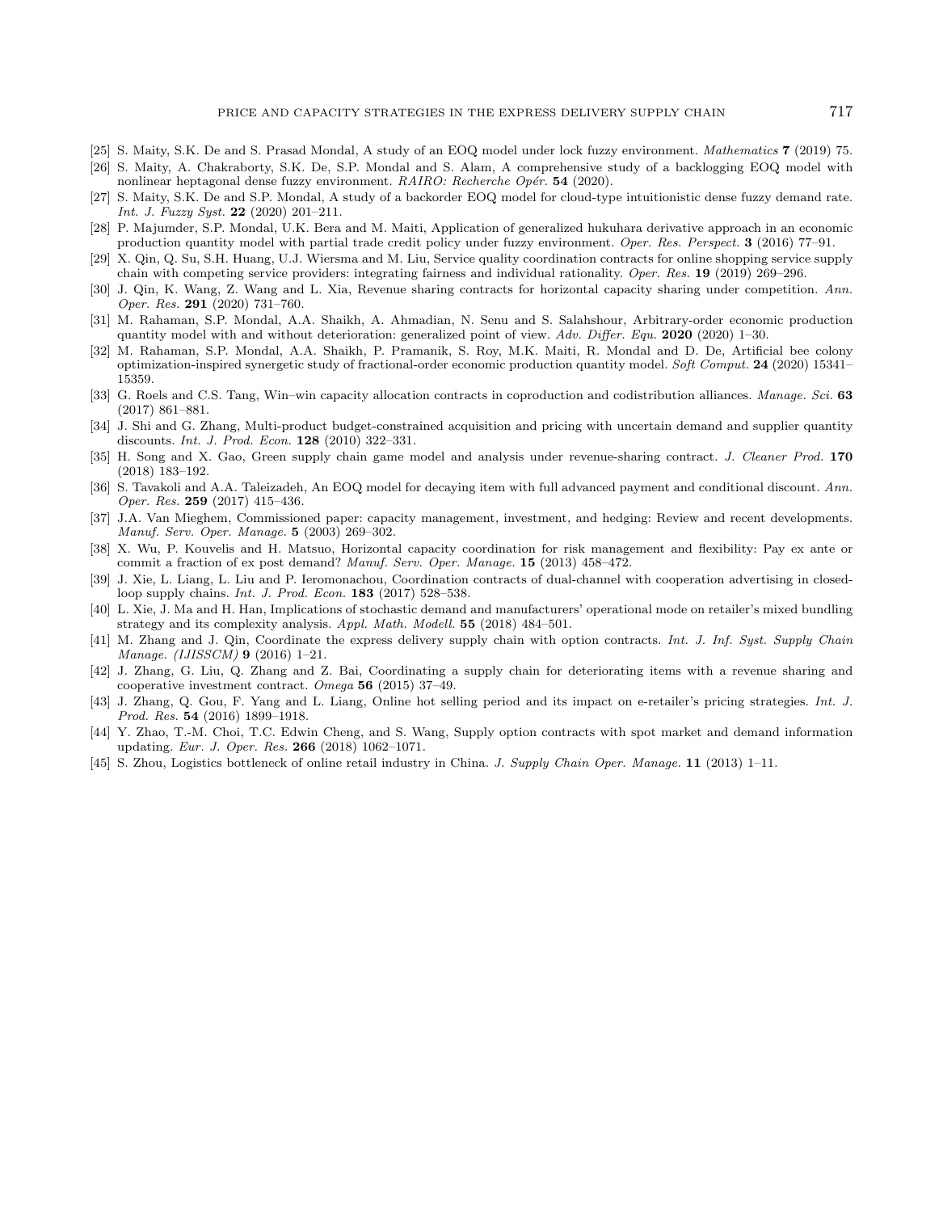[25] S. Maity, S.K. De and S. Prasad Mondal, A study of an EOQ model under lock fuzzy environment. *Mathematics* **7** (2019) 75.

[26] S. Maity, A. Chakraborty, S.K. De, S.P. Mondal and S. Alam, A comprehensive study of a backlogging EOQ model with nonlinear heptagonal dense fuzzy environment. *RAIRO: Recherche Opér.* **54** (2020).

[27] S. Maity, S.K. De and S.P. Mondal, A study of a backorder EOQ model for cloud-type intuitionistic dense fuzzy demand rate. *Int. J. Fuzzy Syst.* **22** (2020) 201–211.

[28] P. Majumder, S.P. Mondal, U.K. Bera and M. Maiti, Application of generalized hukuhara derivative approach in an economic production quantity model with partial trade credit policy under fuzzy environment. *Oper. Res. Perspect.* **3** (2016) 77–91.

[29] X. Qin, Q. Su, S.H. Huang, U.J. Wiersma and M. Liu, Service quality coordination contracts for online shopping service supply chain with competing service providers: integrating fairness and individual rationality. *Oper. Res.* **19** (2019) 269–296.

[30] J. Qin, K. Wang, Z. Wang and L. Xia, Revenue sharing contracts for horizontal capacity sharing under competition. *Ann. Oper. Res.* **291** (2020) 731–760.

[31] M. Rahaman, S.P. Mondal, A.A. Shaikh, A. Ahmadian, N. Senu and S. Salahshour, Arbitrary-order economic production quantity model with and without deterioration: generalized point of view. *Adv. Differ. Equ.* **2020** (2020) 1–30.

[32] M. Rahaman, S.P. Mondal, A.A. Shaikh, P. Pramanik, S. Roy, M.K. Maiti, R. Mondal and D. De, Artificial bee colony optimization-inspired synergetic study of fractional-order economic production quantity model. *Soft Comput.* **24** (2020) 15341–15359.

[33] G. Roels and C.S. Tang, Win–win capacity allocation contracts in coproduction and codistribution alliances. *Manage. Sci.* **63** (2017) 861–881.

[34] J. Shi and G. Zhang, Multi-product budget-constrained acquisition and pricing with uncertain demand and supplier quantity discounts. *Int. J. Prod. Econ.* **128** (2010) 322–331.

[35] H. Song and X. Gao, Green supply chain game model and analysis under revenue-sharing contract. *J. Cleaner Prod.* **170** (2018) 183–192.

[36] S. Tavakoli and A.A. Taleizadeh, An EOQ model for decaying item with full advanced payment and conditional discount. *Ann. Oper. Res.* **259** (2017) 415–436.

[37] J.A. Van Mieghem, Commissioned paper: capacity management, investment, and hedging: Review and recent developments. *Manuf. Serv. Oper. Manage.* **5** (2003) 269–302.

[38] X. Wu, P. Kouvelis and H. Matsuo, Horizontal capacity coordination for risk management and flexibility: Pay ex ante or commit a fraction of ex post demand? *Manuf. Serv. Oper. Manage.* **15** (2013) 458–472.

[39] J. Xie, L. Liang, L. Liu and P. Ieromonachou, Coordination contracts of dual-channel with cooperation advertising in closed-loop supply chains. *Int. J. Prod. Econ.* **183** (2017) 528–538.

[40] L. Xie, J. Ma and H. Han, Implications of stochastic demand and manufacturers' operational mode on retailer's mixed bundling strategy and its complexity analysis. *Appl. Math. Modell.* **55** (2018) 484–501.

[41] M. Zhang and J. Qin, Coordinate the express delivery supply chain with option contracts. *Int. J. Inf. Syst. Supply Chain Manage. (IJISSCM)* **9** (2016) 1–21.

[42] J. Zhang, G. Liu, Q. Zhang and Z. Bai, Coordinating a supply chain for deteriorating items with a revenue sharing and cooperative investment contract. *Omega* **56** (2015) 37–49.

[43] J. Zhang, Q. Gou, F. Yang and L. Liang, Online hot selling period and its impact on e-retailer's pricing strategies. *Int. J. Prod. Res.* **54** (2016) 1899–1918.

[44] Y. Zhao, T.-M. Choi, T.C. Edwin Cheng, and S. Wang, Supply option contracts with spot market and demand information updating. *Eur. J. Oper. Res.* **266** (2018) 1062–1071.

[45] S. Zhou, Logistics bottleneck of online retail industry in China. *J. Supply Chain Oper. Manage.* **11** (2013) 1–11.